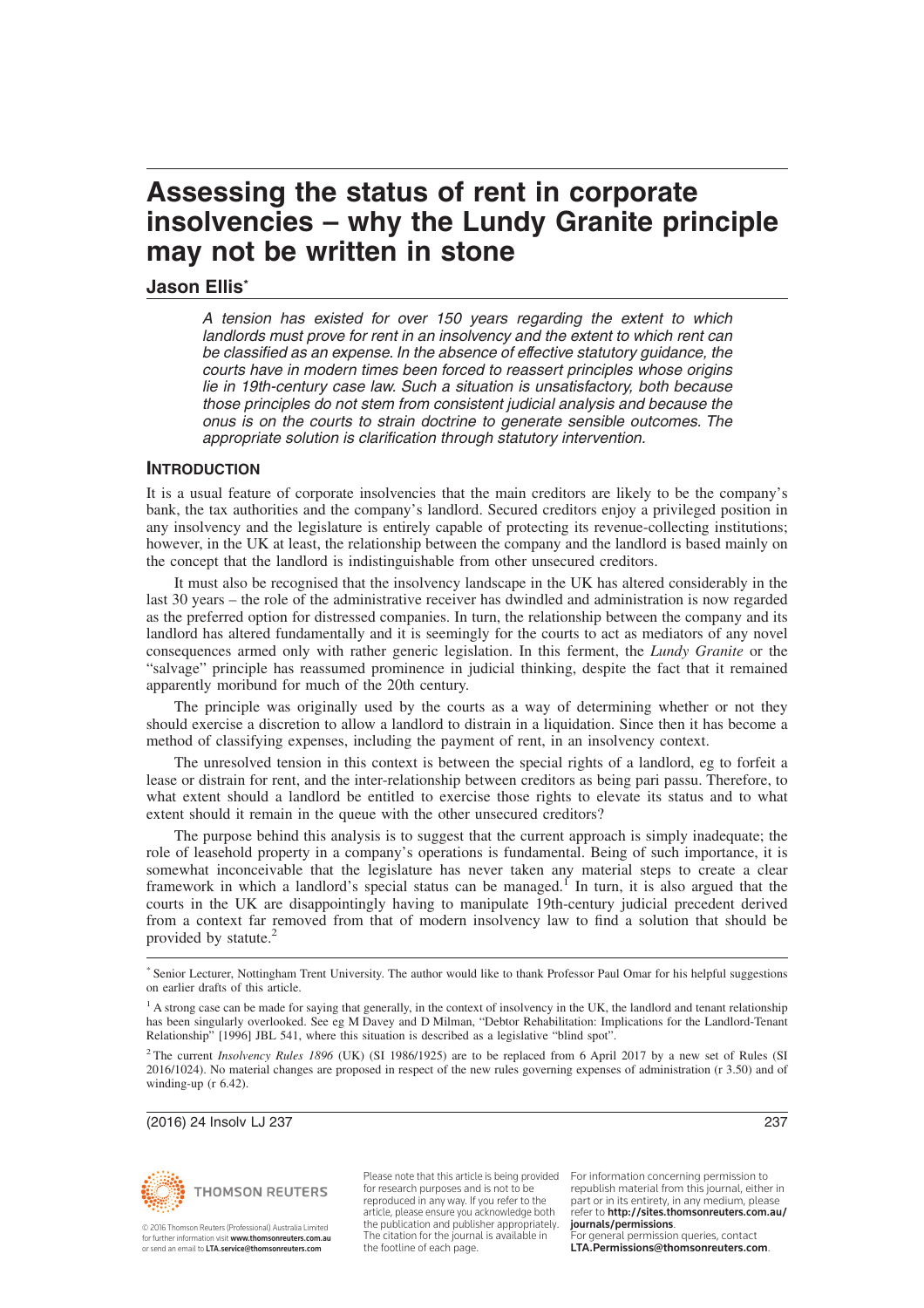# Assessing the status of rent in corporate insolvencies – why the Lundy Granite principle may not be written in stone

## Jason Ellis*

*A tension has existed for over 150 years regarding the extent to which landlords must prove for rent in an insolvency and the extent to which rent can be classified as an expense. In the absence of effective statutory guidance, the courts have in modern times been forced to reassert principles whose origins lie in 19th-century case law. Such a situation is unsatisfactory, both because those principles do not stem from consistent judicial analysis and because the onus is on the courts to strain doctrine to generate sensible outcomes. The appropriate solution is clarification through statutory intervention.*

### INTRODUCTION

It is a usual feature of corporate insolvencies that the main creditors are likely to be the company's bank, the tax authorities and the company's landlord. Secured creditors enjoy a privileged position in any insolvency and the legislature is entirely capable of protecting its revenue-collecting institutions; however, in the UK at least, the relationship between the company and the landlord is based mainly on the concept that the landlord is indistinguishable from other unsecured creditors.

It must also be recognised that the insolvency landscape in the UK has altered considerably in the last 30 years – the role of the administrative receiver has dwindled and administration is now regarded as the preferred option for distressed companies. In turn, the relationship between the company and its landlord has altered fundamentally and it is seemingly for the courts to act as mediators of any novel consequences armed only with rather generic legislation. In this ferment, the *Lundy Granite* or the "salvage" principle has reassumed prominence in judicial thinking, despite the fact that it remained apparently moribund for much of the 20th century.

The principle was originally used by the courts as a way of determining whether or not they should exercise a discretion to allow a landlord to distrain in a liquidation. Since then it has become a method of classifying expenses, including the payment of rent, in an insolvency context.

The unresolved tension in this context is between the special rights of a landlord, eg to forfeit a lease or distrain for rent, and the inter-relationship between creditors as being pari passu. Therefore, to what extent should a landlord be entitled to exercise those rights to elevate its status and to what extent should it remain in the queue with the other unsecured creditors?

The purpose behind this analysis is to suggest that the current approach is simply inadequate; the role of leasehold property in a company's operations is fundamental. Being of such importance, it is somewhat inconceivable that the legislature has never taken any material steps to create a clear framework in which a landlord's special status can be managed.[1] In turn, it is also argued that the courts in the UK are disappointingly having to manipulate 19th-century judicial precedent derived from a context far removed from that of modern insolvency law to find a solution that should be provided by statute.[2]

---

\* Senior Lecturer, Nottingham Trent University. The author would like to thank Professor Paul Omar for his helpful suggestions on earlier drafts of this article.

[1] A strong case can be made for saying that generally, in the context of insolvency in the UK, the landlord and tenant relationship has been singularly overlooked. See eg M Davey and D Milman, "Debtor Rehabilitation: Implications for the Landlord-Tenant Relationship" [1996] JBL 541, where this situation is described as a legislative "blind spot".

[2] The current *Insolvency Rules 1896* (UK) (SI 1986/1925) are to be replaced from 6 April 2017 by a new set of Rules (SI 2016/1024). No material changes are proposed in respect of the new rules governing expenses of administration (r 3.50) and of winding-up (r 6.42).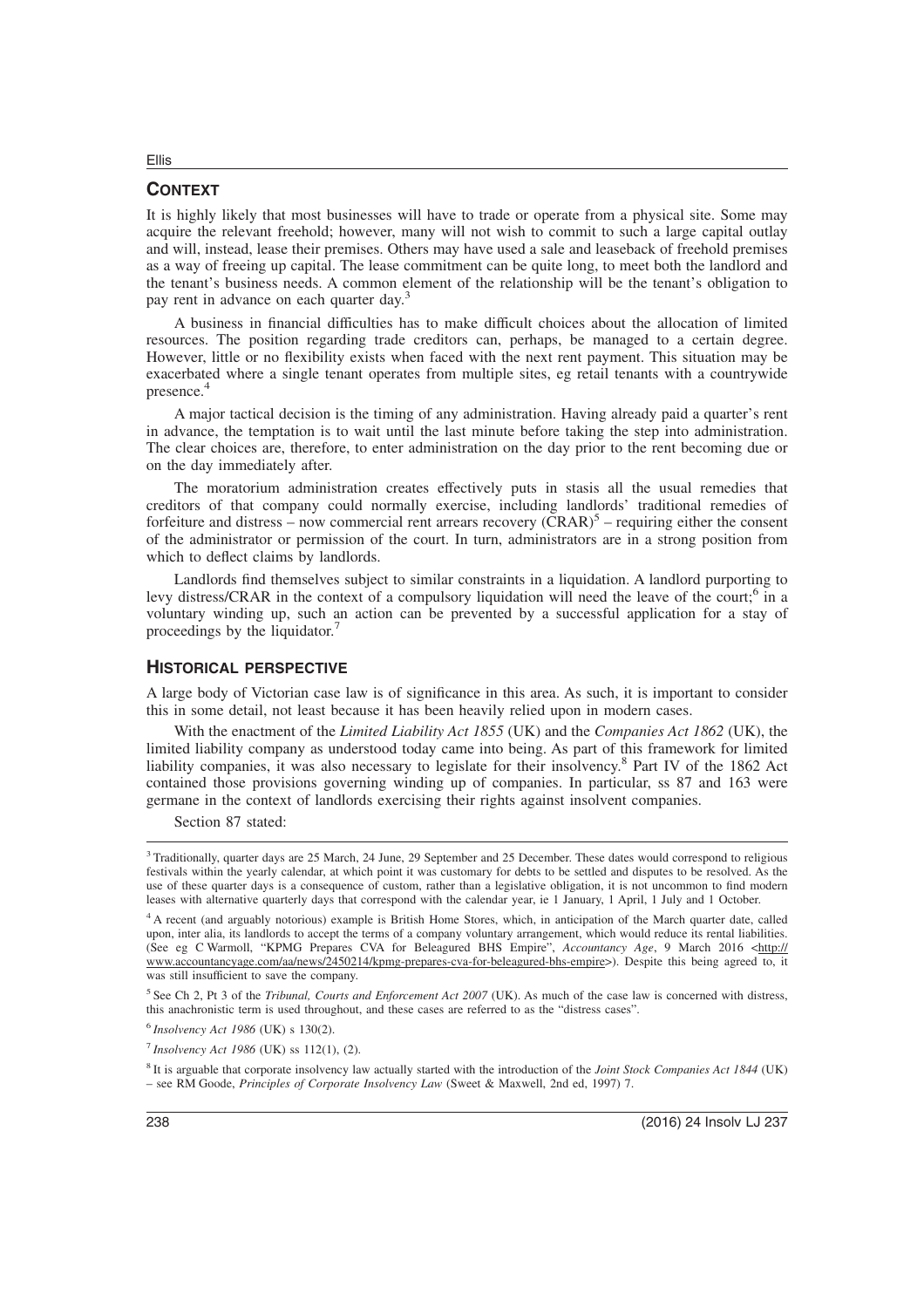## CONTEXT

It is highly likely that most businesses will have to trade or operate from a physical site. Some may acquire the relevant freehold; however, many will not wish to commit to such a large capital outlay and will, instead, lease their premises. Others may have used a sale and leaseback of freehold premises as a way of freeing up capital. The lease commitment can be quite long, to meet both the landlord and the tenant's business needs. A common element of the relationship will be the tenant's obligation to pay rent in advance on each quarter day.[3]

A business in financial difficulties has to make difficult choices about the allocation of limited resources. The position regarding trade creditors can, perhaps, be managed to a certain degree. However, little or no flexibility exists when faced with the next rent payment. This situation may be exacerbated where a single tenant operates from multiple sites, eg retail tenants with a countrywide presence.[4]

A major tactical decision is the timing of any administration. Having already paid a quarter's rent in advance, the temptation is to wait until the last minute before taking the step into administration. The clear choices are, therefore, to enter administration on the day prior to the rent becoming due or on the day immediately after.

The moratorium administration creates effectively puts in stasis all the usual remedies that creditors of that company could normally exercise, including landlords' traditional remedies of forfeiture and distress – now commercial rent arrears recovery (CRAR)[5] – requiring either the consent of the administrator or permission of the court. In turn, administrators are in a strong position from which to deflect claims by landlords.

Landlords find themselves subject to similar constraints in a liquidation. A landlord purporting to levy distress/CRAR in the context of a compulsory liquidation will need the leave of the court;[6] in a voluntary winding up, such an action can be prevented by a successful application for a stay of proceedings by the liquidator.[7]

## HISTORICAL PERSPECTIVE

A large body of Victorian case law is of significance in this area. As such, it is important to consider this in some detail, not least because it has been heavily relied upon in modern cases.

With the enactment of the *Limited Liability Act 1855* (UK) and the *Companies Act 1862* (UK), the limited liability company as understood today came into being. As part of this framework for limited liability companies, it was also necessary to legislate for their insolvency.[8] Part IV of the 1862 Act contained those provisions governing winding up of companies. In particular, ss 87 and 163 were germane in the context of landlords exercising their rights against insolvent companies.

Section 87 stated:

---

[3] Traditionally, quarter days are 25 March, 24 June, 29 September and 25 December. These dates would correspond to religious festivals within the yearly calendar, at which point it was customary for debts to be settled and disputes to be resolved. As the use of these quarter days is a consequence of custom, rather than a legislative obligation, it is not uncommon to find modern leases with alternative quarterly days that correspond with the calendar year, ie 1 January, 1 April, 1 July and 1 October.

[4] A recent (and arguably notorious) example is British Home Stores, which, in anticipation of the March quarter date, called upon, inter alia, its landlords to accept the terms of a company voluntary arrangement, which would reduce its rental liabilities. (See eg C Warmoll, "KPMG Prepares CVA for Beleagured BHS Empire", *Accountancy Age*, 9 March 2016 <http://www.accountancyage.com/aa/news/2450214/kpmg-prepares-cva-for-beleagured-bhs-empire>). Despite this being agreed to, it was still insufficient to save the company.

[5] See Ch 2, Pt 3 of the *Tribunal, Courts and Enforcement Act 2007* (UK). As much of the case law is concerned with distress, this anachronistic term is used throughout, and these cases are referred to as the "distress cases".

[6] *Insolvency Act 1986* (UK) s 130(2).

[7] *Insolvency Act 1986* (UK) ss 112(1), (2).

[8] It is arguable that corporate insolvency law actually started with the introduction of the *Joint Stock Companies Act 1844* (UK) – see RM Goode, *Principles of Corporate Insolvency Law* (Sweet & Maxwell, 2nd ed, 1997) 7.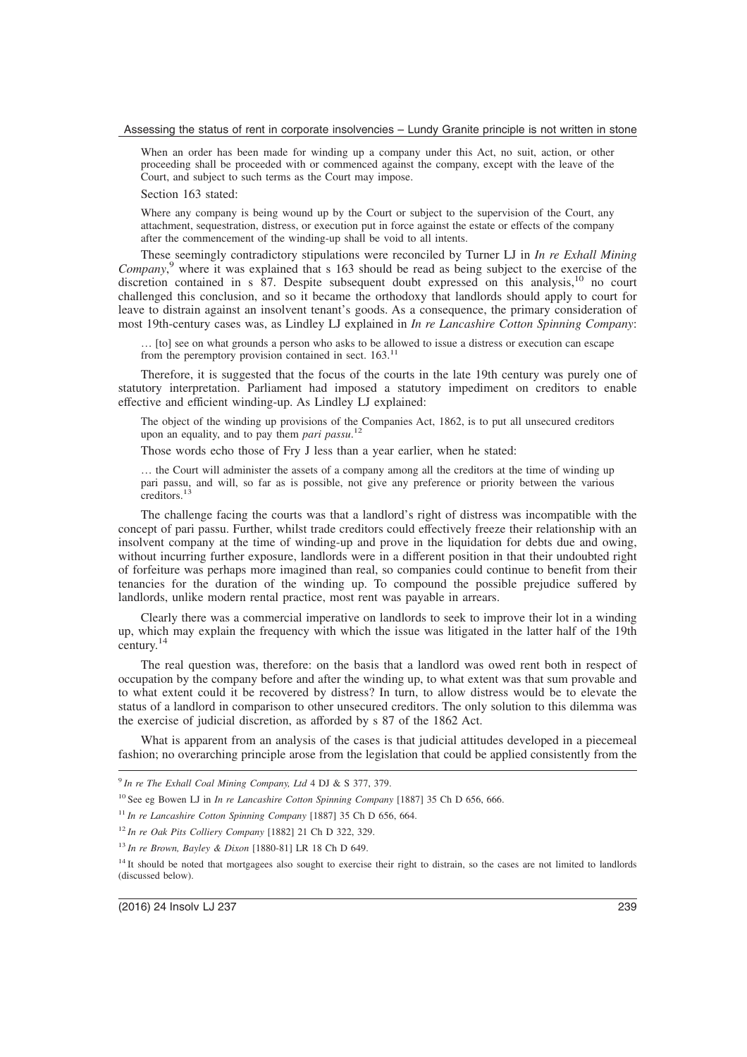> When an order has been made for winding up a company under this Act, no suit, action, or other proceeding shall be proceeded with or commenced against the company, except with the leave of the Court, and subject to such terms as the Court may impose.

Section 163 stated:

> Where any company is being wound up by the Court or subject to the supervision of the Court, any attachment, sequestration, distress, or execution put in force against the estate or effects of the company after the commencement of the winding-up shall be void to all intents.

These seemingly contradictory stipulations were reconciled by Turner LJ in *In re Exhall Mining Company*,[9] where it was explained that s 163 should be read as being subject to the exercise of the discretion contained in s 87. Despite subsequent doubt expressed on this analysis,[10] no court challenged this conclusion, and so it became the orthodoxy that landlords should apply to court for leave to distrain against an insolvent tenant's goods. As a consequence, the primary consideration of most 19th-century cases was, as Lindley LJ explained in *In re Lancashire Cotton Spinning Company*:

> … [to] see on what grounds a person who asks to be allowed to issue a distress or execution can escape from the peremptory provision contained in sect. 163.[11]

Therefore, it is suggested that the focus of the courts in the late 19th century was purely one of statutory interpretation. Parliament had imposed a statutory impediment on creditors to enable effective and efficient winding-up. As Lindley LJ explained:

> The object of the winding up provisions of the Companies Act, 1862, is to put all unsecured creditors upon an equality, and to pay them *pari passu*.[12]

Those words echo those of Fry J less than a year earlier, when he stated:

> … the Court will administer the assets of a company among all the creditors at the time of winding up pari passu, and will, so far as is possible, not give any preference or priority between the various creditors.[13]

The challenge facing the courts was that a landlord's right of distress was incompatible with the concept of pari passu. Further, whilst trade creditors could effectively freeze their relationship with an insolvent company at the time of winding-up and prove in the liquidation for debts due and owing, without incurring further exposure, landlords were in a different position in that their undoubted right of forfeiture was perhaps more imagined than real, so companies could continue to benefit from their tenancies for the duration of the winding up. To compound the possible prejudice suffered by landlords, unlike modern rental practice, most rent was payable in arrears.

Clearly there was a commercial imperative on landlords to seek to improve their lot in a winding up, which may explain the frequency with which the issue was litigated in the latter half of the 19th century.[14]

The real question was, therefore: on the basis that a landlord was owed rent both in respect of occupation by the company before and after the winding up, to what extent was that sum provable and to what extent could it be recovered by distress? In turn, to allow distress would be to elevate the status of a landlord in comparison to other unsecured creditors. The only solution to this dilemma was the exercise of judicial discretion, as afforded by s 87 of the 1862 Act.

What is apparent from an analysis of the cases is that judicial attitudes developed in a piecemeal fashion; no overarching principle arose from the legislation that could be applied consistently from the

---

[9] *In re The Exhall Coal Mining Company, Ltd* 4 DJ & S 377, 379.

[10] See eg Bowen LJ in *In re Lancashire Cotton Spinning Company* [1887] 35 Ch D 656, 666.

[11] *In re Lancashire Cotton Spinning Company* [1887] 35 Ch D 656, 664.

[12] *In re Oak Pits Colliery Company* [1882] 21 Ch D 322, 329.

[13] *In re Brown, Bayley & Dixon* [1880-81] LR 18 Ch D 649.

[14] It should be noted that mortgagees also sought to exercise their right to distrain, so the cases are not limited to landlords (discussed below).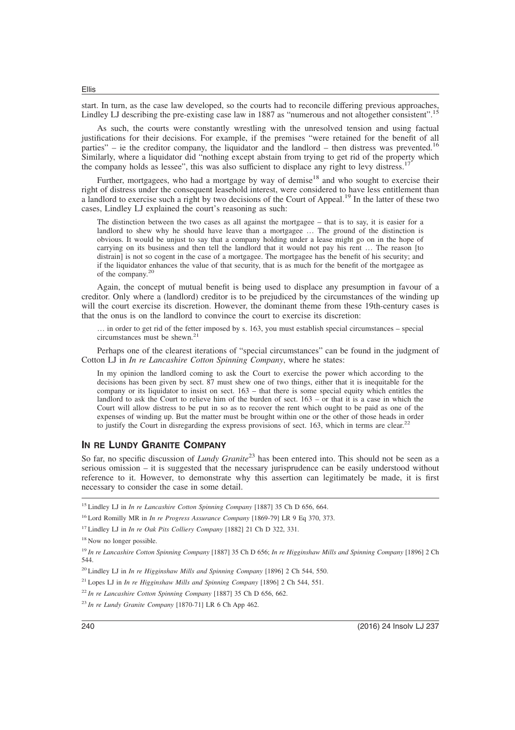start. In turn, as the case law developed, so the courts had to reconcile differing previous approaches, Lindley LJ describing the pre-existing case law in 1887 as "numerous and not altogether consistent".[15]

As such, the courts were constantly wrestling with the unresolved tension and using factual justifications for their decisions. For example, if the premises "were retained for the benefit of all parties" – ie the creditor company, the liquidator and the landlord – then distress was prevented.[16] Similarly, where a liquidator did "nothing except abstain from trying to get rid of the property which the company holds as lessee", this was also sufficient to displace any right to levy distress.[17]

Further, mortgagees, who had a mortgage by way of demise[18] and who sought to exercise their right of distress under the consequent leasehold interest, were considered to have less entitlement than a landlord to exercise such a right by two decisions of the Court of Appeal.[19] In the latter of these two cases, Lindley LJ explained the court's reasoning as such:

> The distinction between the two cases as all against the mortgagee – that is to say, it is easier for a landlord to shew why he should have leave than a mortgagee … The ground of the distinction is obvious. It would be unjust to say that a company holding under a lease might go on in the hope of carrying on its business and then tell the landlord that it would not pay his rent … The reason [to distrain] is not so cogent in the case of a mortgagee. The mortgagee has the benefit of his security; and if the liquidator enhances the value of that security, that is as much for the benefit of the mortgagee as of the company.[20]

Again, the concept of mutual benefit is being used to displace any presumption in favour of a creditor. Only where a (landlord) creditor is to be prejudiced by the circumstances of the winding up will the court exercise its discretion. However, the dominant theme from these 19th-century cases is that the onus is on the landlord to convince the court to exercise its discretion:

> … in order to get rid of the fetter imposed by s. 163, you must establish special circumstances – special circumstances must be shewn.[21]

Perhaps one of the clearest iterations of "special circumstances" can be found in the judgment of Cotton LJ in *In re Lancashire Cotton Spinning Company*, where he states:

> In my opinion the landlord coming to ask the Court to exercise the power which according to the decisions has been given by sect. 87 must shew one of two things, either that it is inequitable for the company or its liquidator to insist on sect. 163 – that there is some special equity which entitles the landlord to ask the Court to relieve him of the burden of sect. 163 – or that it is a case in which the Court will allow distress to be put in so as to recover the rent which ought to be paid as one of the expenses of winding up. But the matter must be brought within one or the other of those heads in order to justify the Court in disregarding the express provisions of sect. 163, which in terms are clear.[22]

## In re Lundy Granite Company

So far, no specific discussion of *Lundy Granite*[23] has been entered into. This should not be seen as a serious omission – it is suggested that the necessary jurisprudence can be easily understood without reference to it. However, to demonstrate why this assertion can legitimately be made, it is first necessary to consider the case in some detail.

---

[15] Lindley LJ in *In re Lancashire Cotton Spinning Company* [1887] 35 Ch D 656, 664.

[16] Lord Romilly MR in *In re Progress Assurance Company* [1869-79] LR 9 Eq 370, 373.

[17] Lindley LJ in *In re Oak Pits Colliery Company* [1882] 21 Ch D 322, 331.

[18] Now no longer possible.

[19] *In re Lancashire Cotton Spinning Company* [1887] 35 Ch D 656; *In re Higginshaw Mills and Spinning Company* [1896] 2 Ch 544.

[20] Lindley LJ in *In re Higginshaw Mills and Spinning Company* [1896] 2 Ch 544, 550.

[21] Lopes LJ in *In re Higginshaw Mills and Spinning Company* [1896] 2 Ch 544, 551.

[22] *In re Lancashire Cotton Spinning Company* [1887] 35 Ch D 656, 662.

[23] *In re Lundy Granite Company* [1870-71] LR 6 Ch App 462.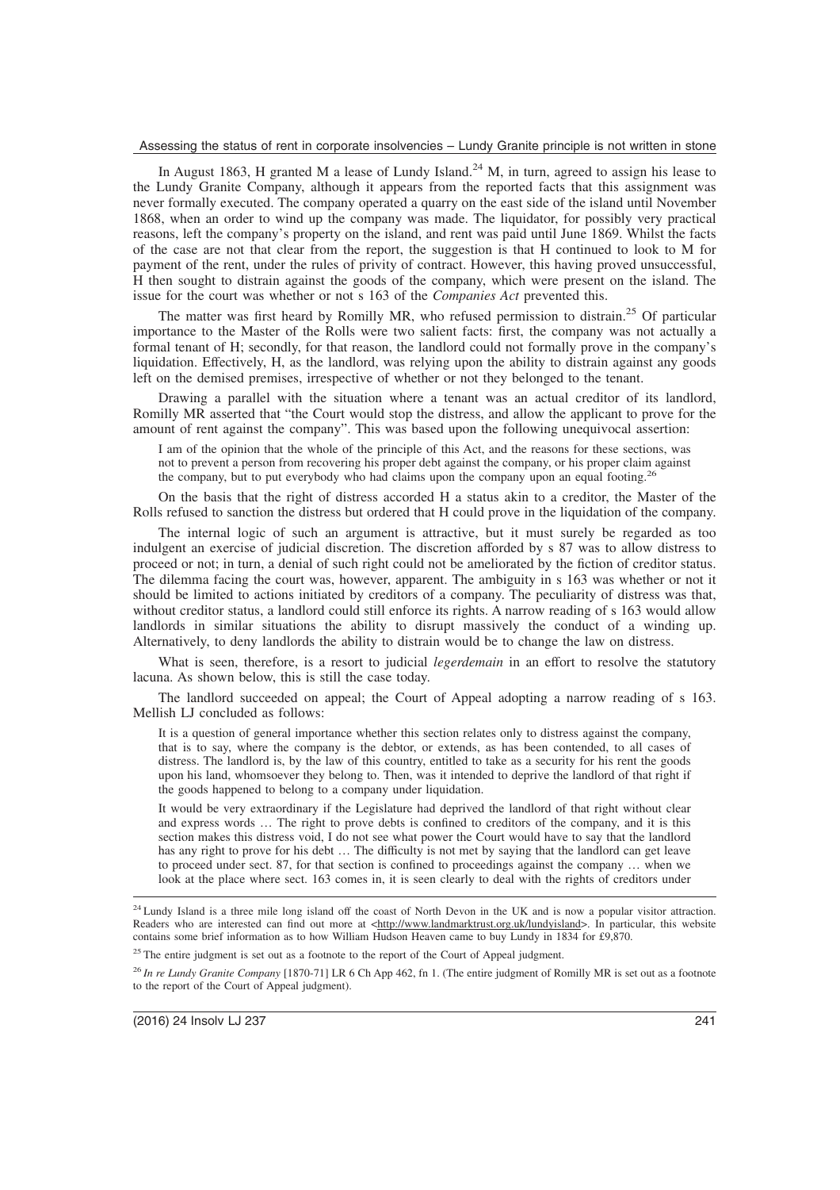In August 1863, H granted M a lease of Lundy Island.[24] M, in turn, agreed to assign his lease to the Lundy Granite Company, although it appears from the reported facts that this assignment was never formally executed. The company operated a quarry on the east side of the island until November 1868, when an order to wind up the company was made. The liquidator, for possibly very practical reasons, left the company's property on the island, and rent was paid until June 1869. Whilst the facts of the case are not that clear from the report, the suggestion is that H continued to look to M for payment of the rent, under the rules of privity of contract. However, this having proved unsuccessful, H then sought to distrain against the goods of the company, which were present on the island. The issue for the court was whether or not s 163 of the *Companies Act* prevented this.

The matter was first heard by Romilly MR, who refused permission to distrain.[25] Of particular importance to the Master of the Rolls were two salient facts: first, the company was not actually a formal tenant of H; secondly, for that reason, the landlord could not formally prove in the company's liquidation. Effectively, H, as the landlord, was relying upon the ability to distrain against any goods left on the demised premises, irrespective of whether or not they belonged to the tenant.

Drawing a parallel with the situation where a tenant was an actual creditor of its landlord, Romilly MR asserted that "the Court would stop the distress, and allow the applicant to prove for the amount of rent against the company". This was based upon the following unequivocal assertion:

> I am of the opinion that the whole of the principle of this Act, and the reasons for these sections, was not to prevent a person from recovering his proper debt against the company, or his proper claim against the company, but to put everybody who had claims upon the company upon an equal footing.[26]

On the basis that the right of distress accorded H a status akin to a creditor, the Master of the Rolls refused to sanction the distress but ordered that H could prove in the liquidation of the company.

The internal logic of such an argument is attractive, but it must surely be regarded as too indulgent an exercise of judicial discretion. The discretion afforded by s 87 was to allow distress to proceed or not; in turn, a denial of such right could not be ameliorated by the fiction of creditor status. The dilemma facing the court was, however, apparent. The ambiguity in s 163 was whether or not it should be limited to actions initiated by creditors of a company. The peculiarity of distress was that, without creditor status, a landlord could still enforce its rights. A narrow reading of s 163 would allow landlords in similar situations the ability to disrupt massively the conduct of a winding up. Alternatively, to deny landlords the ability to distrain would be to change the law on distress.

What is seen, therefore, is a resort to judicial *legerdemain* in an effort to resolve the statutory lacuna. As shown below, this is still the case today.

The landlord succeeded on appeal; the Court of Appeal adopting a narrow reading of s 163. Mellish LJ concluded as follows:

> It is a question of general importance whether this section relates only to distress against the company, that is to say, where the company is the debtor, or extends, as has been contended, to all cases of distress. The landlord is, by the law of this country, entitled to take as a security for his rent the goods upon his land, whomsoever they belong to. Then, was it intended to deprive the landlord of that right if the goods happened to belong to a company under liquidation.
>
> It would be very extraordinary if the Legislature had deprived the landlord of that right without clear and express words … The right to prove debts is confined to creditors of the company, and it is this section makes this distress void, I do not see what power the Court would have to say that the landlord has any right to prove for his debt … The difficulty is not met by saying that the landlord can get leave to proceed under sect. 87, for that section is confined to proceedings against the company … when we look at the place where sect. 163 comes in, it is seen clearly to deal with the rights of creditors under

---

[24] Lundy Island is a three mile long island off the coast of North Devon in the UK and is now a popular visitor attraction. Readers who are interested can find out more at <http://www.landmarktrust.org.uk/lundyisland>. In particular, this website contains some brief information as to how William Hudson Heaven came to buy Lundy in 1834 for £9,870.

[25] The entire judgment is set out as a footnote to the report of the Court of Appeal judgment.

[26] *In re Lundy Granite Company* [1870-71] LR 6 Ch App 462, fn 1. (The entire judgment of Romilly MR is set out as a footnote to the report of the Court of Appeal judgment).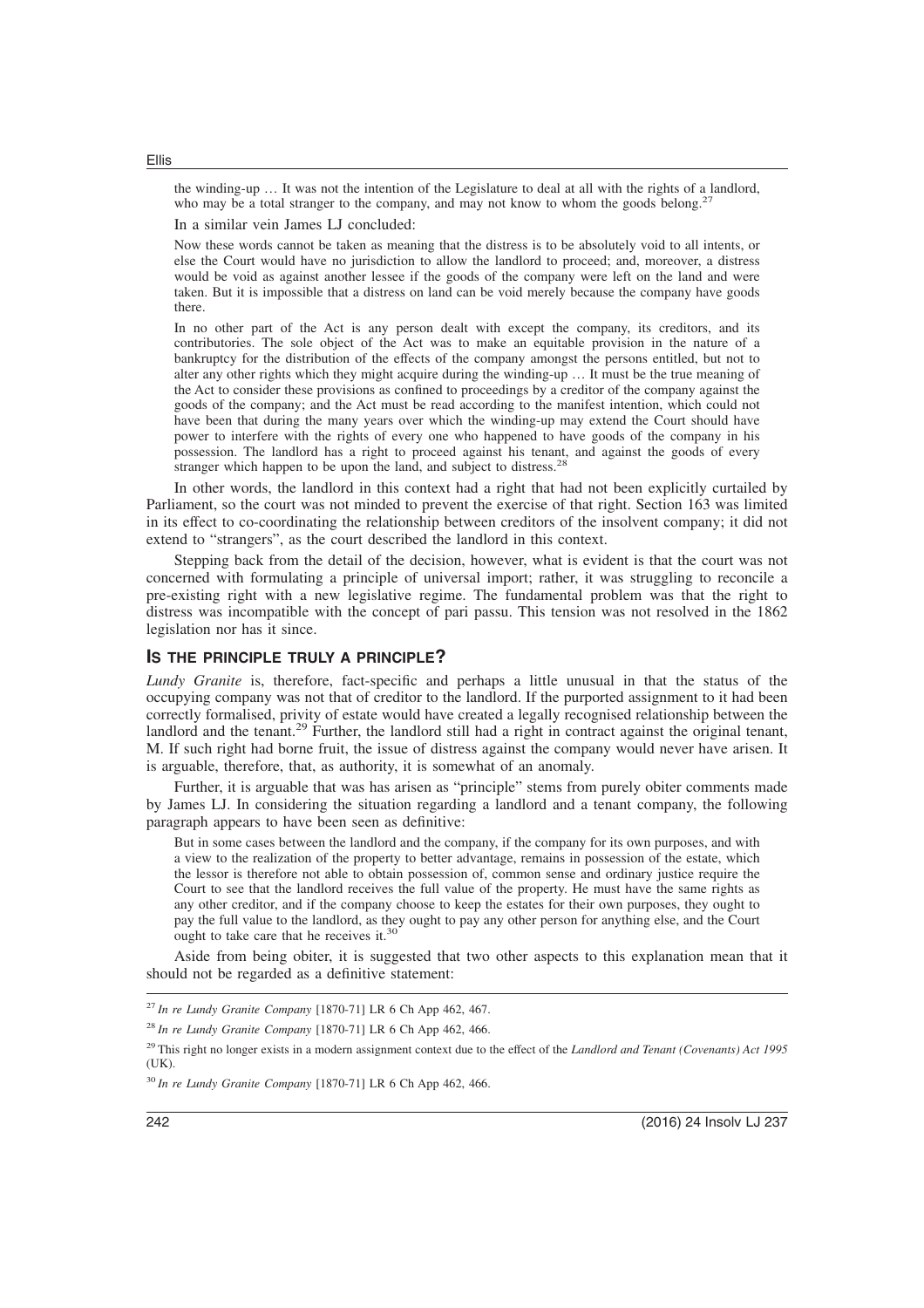the winding-up … It was not the intention of the Legislature to deal at all with the rights of a landlord, who may be a total stranger to the company, and may not know to whom the goods belong.[27]

In a similar vein James LJ concluded:

> Now these words cannot be taken as meaning that the distress is to be absolutely void to all intents, or else the Court would have no jurisdiction to allow the landlord to proceed; and, moreover, a distress would be void as against another lessee if the goods of the company were left on the land and were taken. But it is impossible that a distress on land can be void merely because the company have goods there.
>
> In no other part of the Act is any person dealt with except the company, its creditors, and its contributories. The sole object of the Act was to make an equitable provision in the nature of a bankruptcy for the distribution of the effects of the company amongst the persons entitled, but not to alter any other rights which they might acquire during the winding-up … It must be the true meaning of the Act to consider these provisions as confined to proceedings by a creditor of the company against the goods of the company; and the Act must be read according to the manifest intention, which could not have been that during the many years over which the winding-up may extend the Court should have power to interfere with the rights of every one who happened to have goods of the company in his possession. The landlord has a right to proceed against his tenant, and against the goods of every stranger which happen to be upon the land, and subject to distress.[28]

In other words, the landlord in this context had a right that had not been explicitly curtailed by Parliament, so the court was not minded to prevent the exercise of that right. Section 163 was limited in its effect to co-coordinating the relationship between creditors of the insolvent company; it did not extend to "strangers", as the court described the landlord in this context.

Stepping back from the detail of the decision, however, what is evident is that the court was not concerned with formulating a principle of universal import; rather, it was struggling to reconcile a pre-existing right with a new legislative regime. The fundamental problem was that the right to distress was incompatible with the concept of pari passu. This tension was not resolved in the 1862 legislation nor has it since.

## IS THE PRINCIPLE TRULY A PRINCIPLE?

*Lundy Granite* is, therefore, fact-specific and perhaps a little unusual in that the status of the occupying company was not that of creditor to the landlord. If the purported assignment to it had been correctly formalised, privity of estate would have created a legally recognised relationship between the landlord and the tenant.[29] Further, the landlord still had a right in contract against the original tenant, M. If such right had borne fruit, the issue of distress against the company would never have arisen. It is arguable, therefore, that, as authority, it is somewhat of an anomaly.

Further, it is arguable that was has arisen as "principle" stems from purely obiter comments made by James LJ. In considering the situation regarding a landlord and a tenant company, the following paragraph appears to have been seen as definitive:

> But in some cases between the landlord and the company, if the company for its own purposes, and with a view to the realization of the property to better advantage, remains in possession of the estate, which the lessor is therefore not able to obtain possession of, common sense and ordinary justice require the Court to see that the landlord receives the full value of the property. He must have the same rights as any other creditor, and if the company choose to keep the estates for their own purposes, they ought to pay the full value to the landlord, as they ought to pay any other person for anything else, and the Court ought to take care that he receives it.[30]

Aside from being obiter, it is suggested that two other aspects to this explanation mean that it should not be regarded as a definitive statement:

---

[27] *In re Lundy Granite Company* [1870-71] LR 6 Ch App 462, 467.

[28] *In re Lundy Granite Company* [1870-71] LR 6 Ch App 462, 466.

[29] This right no longer exists in a modern assignment context due to the effect of the *Landlord and Tenant (Covenants) Act 1995* (UK).

[30] *In re Lundy Granite Company* [1870-71] LR 6 Ch App 462, 466.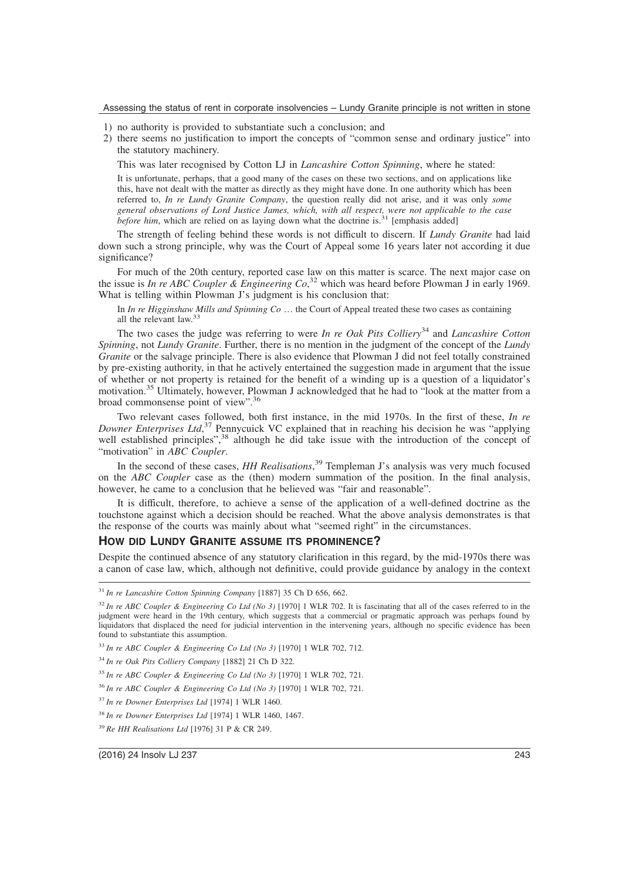1) no authority is provided to substantiate such a conclusion; and
2) there seems no justification to import the concepts of "common sense and ordinary justice" into the statutory machinery.

This was later recognised by Cotton LJ in *Lancashire Cotton Spinning*, where he stated:

> It is unfortunate, perhaps, that a good many of the cases on these two sections, and on applications like this, have not dealt with the matter as directly as they might have done. In one authority which has been referred to, *In re Lundy Granite Company*, the question really did not arise, and it was only *some general observations of Lord Justice James, which, with all respect, were not applicable to the case before him*, which are relied on as laying down what the doctrine is.[31] [emphasis added]

The strength of feeling behind these words is not difficult to discern. If *Lundy Granite* had laid down such a strong principle, why was the Court of Appeal some 16 years later not according it due significance?

For much of the 20th century, reported case law on this matter is scarce. The next major case on the issue is *In re ABC Coupler & Engineering Co*,[32] which was heard before Plowman J in early 1969. What is telling within Plowman J's judgment is his conclusion that:

> In *In re Higginshaw Mills and Spinning Co* … the Court of Appeal treated these two cases as containing all the relevant law.[33]

The two cases the judge was referring to were *In re Oak Pits Colliery*[34] and *Lancashire Cotton Spinning*, not *Lundy Granite*. Further, there is no mention in the judgment of the concept of the *Lundy Granite* or the salvage principle. There is also evidence that Plowman J did not feel totally constrained by pre-existing authority, in that he actively entertained the suggestion made in argument that the issue of whether or not property is retained for the benefit of a winding up is a question of a liquidator's motivation.[35] Ultimately, however, Plowman J acknowledged that he had to "look at the matter from a broad commonsense point of view".[36]

Two relevant cases followed, both first instance, in the mid 1970s. In the first of these, *In re Downer Enterprises Ltd*,[37] Pennycuick VC explained that in reaching his decision he was "applying well established principles",[38] although he did take issue with the introduction of the concept of "motivation" in *ABC Coupler*.

In the second of these cases, *HH Realisations*,[39] Templeman J's analysis was very much focused on the *ABC Coupler* case as the (then) modern summation of the position. In the final analysis, however, he came to a conclusion that he believed was "fair and reasonable".

It is difficult, therefore, to achieve a sense of the application of a well-defined doctrine as the touchstone against which a decision should be reached. What the above analysis demonstrates is that the response of the courts was mainly about what "seemed right" in the circumstances.

## How did Lundy Granite assume its prominence?

Despite the continued absence of any statutory clarification in this regard, by the mid-1970s there was a canon of case law, which, although not definitive, could provide guidance by analogy in the context

---

[31] *In re Lancashire Cotton Spinning Company* [1887] 35 Ch D 656, 662.

[32] *In re ABC Coupler & Engineering Co Ltd (No 3)* [1970] 1 WLR 702. It is fascinating that all of the cases referred to in the judgment were heard in the 19th century, which suggests that a commercial or pragmatic approach was perhaps found by liquidators that displaced the need for judicial intervention in the intervening years, although no specific evidence has been found to substantiate this assumption.

[33] *In re ABC Coupler & Engineering Co Ltd (No 3)* [1970] 1 WLR 702, 712.

[34] *In re Oak Pits Colliery Company* [1882] 21 Ch D 322.

[35] *In re ABC Coupler & Engineering Co Ltd (No 3)* [1970] 1 WLR 702, 721.

[36] *In re ABC Coupler & Engineering Co Ltd (No 3)* [1970] 1 WLR 702, 721.

[37] *In re Downer Enterprises Ltd* [1974] 1 WLR 1460.

[38] *In re Downer Enterprises Ltd* [1974] 1 WLR 1460, 1467.

[39] *Re HH Realisations Ltd* [1976] 31 P & CR 249.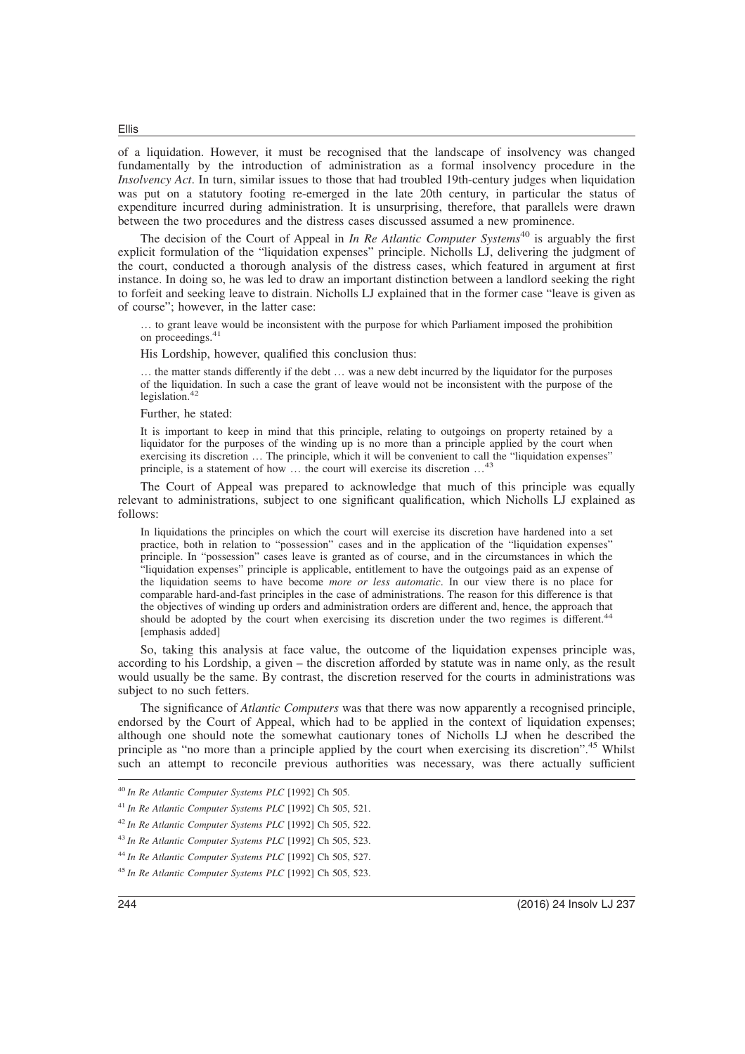of a liquidation. However, it must be recognised that the landscape of insolvency was changed fundamentally by the introduction of administration as a formal insolvency procedure in the *Insolvency Act*. In turn, similar issues to those that had troubled 19th-century judges when liquidation was put on a statutory footing re-emerged in the late 20th century, in particular the status of expenditure incurred during administration. It is unsurprising, therefore, that parallels were drawn between the two procedures and the distress cases discussed assumed a new prominence.

The decision of the Court of Appeal in *In Re Atlantic Computer Systems*[40] is arguably the first explicit formulation of the "liquidation expenses" principle. Nicholls LJ, delivering the judgment of the court, conducted a thorough analysis of the distress cases, which featured in argument at first instance. In doing so, he was led to draw an important distinction between a landlord seeking the right to forfeit and seeking leave to distrain. Nicholls LJ explained that in the former case "leave is given as of course"; however, in the latter case:

> … to grant leave would be inconsistent with the purpose for which Parliament imposed the prohibition on proceedings.[41]

His Lordship, however, qualified this conclusion thus:

> … the matter stands differently if the debt … was a new debt incurred by the liquidator for the purposes of the liquidation. In such a case the grant of leave would not be inconsistent with the purpose of the legislation.[42]

Further, he stated:

> It is important to keep in mind that this principle, relating to outgoings on property retained by a liquidator for the purposes of the winding up is no more than a principle applied by the court when exercising its discretion … The principle, which it will be convenient to call the "liquidation expenses" principle, is a statement of how … the court will exercise its discretion …[43]

The Court of Appeal was prepared to acknowledge that much of this principle was equally relevant to administrations, subject to one significant qualification, which Nicholls LJ explained as follows:

> In liquidations the principles on which the court will exercise its discretion have hardened into a set practice, both in relation to "possession" cases and in the application of the "liquidation expenses" principle. In "possession" cases leave is granted as of course, and in the circumstances in which the "liquidation expenses" principle is applicable, entitlement to have the outgoings paid as an expense of the liquidation seems to have become *more or less automatic*. In our view there is no place for comparable hard-and-fast principles in the case of administrations. The reason for this difference is that the objectives of winding up orders and administration orders are different and, hence, the approach that should be adopted by the court when exercising its discretion under the two regimes is different.[44] [emphasis added]

So, taking this analysis at face value, the outcome of the liquidation expenses principle was, according to his Lordship, a given – the discretion afforded by statute was in name only, as the result would usually be the same. By contrast, the discretion reserved for the courts in administrations was subject to no such fetters.

The significance of *Atlantic Computers* was that there was now apparently a recognised principle, endorsed by the Court of Appeal, which had to be applied in the context of liquidation expenses; although one should note the somewhat cautionary tones of Nicholls LJ when he described the principle as "no more than a principle applied by the court when exercising its discretion".[45] Whilst such an attempt to reconcile previous authorities was necessary, was there actually sufficient

---

[40] *In Re Atlantic Computer Systems PLC* [1992] Ch 505.

[41] *In Re Atlantic Computer Systems PLC* [1992] Ch 505, 521.

[42] *In Re Atlantic Computer Systems PLC* [1992] Ch 505, 522.

[43] *In Re Atlantic Computer Systems PLC* [1992] Ch 505, 523.

[44] *In Re Atlantic Computer Systems PLC* [1992] Ch 505, 527.

[45] *In Re Atlantic Computer Systems PLC* [1992] Ch 505, 523.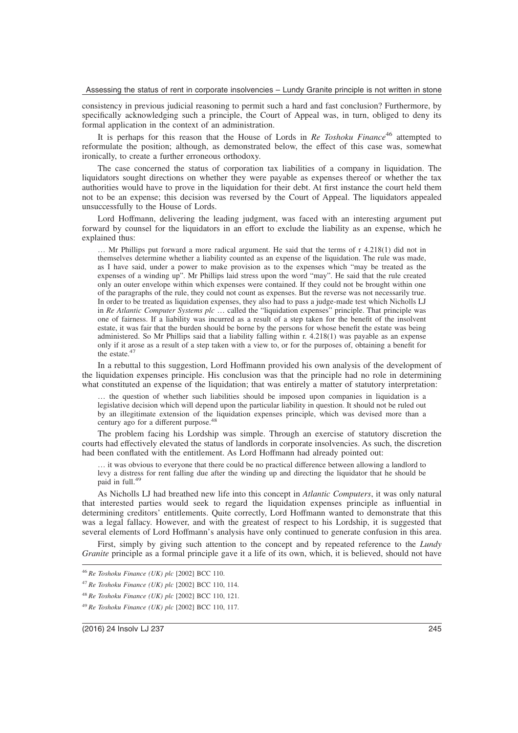consistency in previous judicial reasoning to permit such a hard and fast conclusion? Furthermore, by specifically acknowledging such a principle, the Court of Appeal was, in turn, obliged to deny its formal application in the context of an administration.

It is perhaps for this reason that the House of Lords in *Re Toshoku Finance*[46] attempted to reformulate the position; although, as demonstrated below, the effect of this case was, somewhat ironically, to create a further erroneous orthodoxy.

The case concerned the status of corporation tax liabilities of a company in liquidation. The liquidators sought directions on whether they were payable as expenses thereof or whether the tax authorities would have to prove in the liquidation for their debt. At first instance the court held them not to be an expense; this decision was reversed by the Court of Appeal. The liquidators appealed unsuccessfully to the House of Lords.

Lord Hoffmann, delivering the leading judgment, was faced with an interesting argument put forward by counsel for the liquidators in an effort to exclude the liability as an expense, which he explained thus:

> … Mr Phillips put forward a more radical argument. He said that the terms of r 4.218(1) did not in themselves determine whether a liability counted as an expense of the liquidation. The rule was made, as I have said, under a power to make provision as to the expenses which "may be treated as the expenses of a winding up". Mr Phillips laid stress upon the word "may". He said that the rule created only an outer envelope within which expenses were contained. If they could not be brought within one of the paragraphs of the rule, they could not count as expenses. But the reverse was not necessarily true. In order to be treated as liquidation expenses, they also had to pass a judge-made test which Nicholls LJ in *Re Atlantic Computer Systems plc* … called the "liquidation expenses" principle. That principle was one of fairness. If a liability was incurred as a result of a step taken for the benefit of the insolvent estate, it was fair that the burden should be borne by the persons for whose benefit the estate was being administered. So Mr Phillips said that a liability falling within r. 4.218(1) was payable as an expense only if it arose as a result of a step taken with a view to, or for the purposes of, obtaining a benefit for the estate.[47]

In a rebuttal to this suggestion, Lord Hoffmann provided his own analysis of the development of the liquidation expenses principle. His conclusion was that the principle had no role in determining what constituted an expense of the liquidation; that was entirely a matter of statutory interpretation:

> … the question of whether such liabilities should be imposed upon companies in liquidation is a legislative decision which will depend upon the particular liability in question. It should not be ruled out by an illegitimate extension of the liquidation expenses principle, which was devised more than a century ago for a different purpose.[48]

The problem facing his Lordship was simple. Through an exercise of statutory discretion the courts had effectively elevated the status of landlords in corporate insolvencies. As such, the discretion had been conflated with the entitlement. As Lord Hoffmann had already pointed out:

> … it was obvious to everyone that there could be no practical difference between allowing a landlord to levy a distress for rent falling due after the winding up and directing the liquidator that he should be paid in full.[49]

As Nicholls LJ had breathed new life into this concept in *Atlantic Computers*, it was only natural that interested parties would seek to regard the liquidation expenses principle as influential in determining creditors' entitlements. Quite correctly, Lord Hoffmann wanted to demonstrate that this was a legal fallacy. However, and with the greatest of respect to his Lordship, it is suggested that several elements of Lord Hoffmann's analysis have only continued to generate confusion in this area.

First, simply by giving such attention to the concept and by repeated reference to the *Lundy Granite* principle as a formal principle gave it a life of its own, which, it is believed, should not have

---

[46] *Re Toshoku Finance (UK) plc* [2002] BCC 110.

[47] *Re Toshoku Finance (UK) plc* [2002] BCC 110, 114.

[48] *Re Toshoku Finance (UK) plc* [2002] BCC 110, 121.

[49] *Re Toshoku Finance (UK) plc* [2002] BCC 110, 117.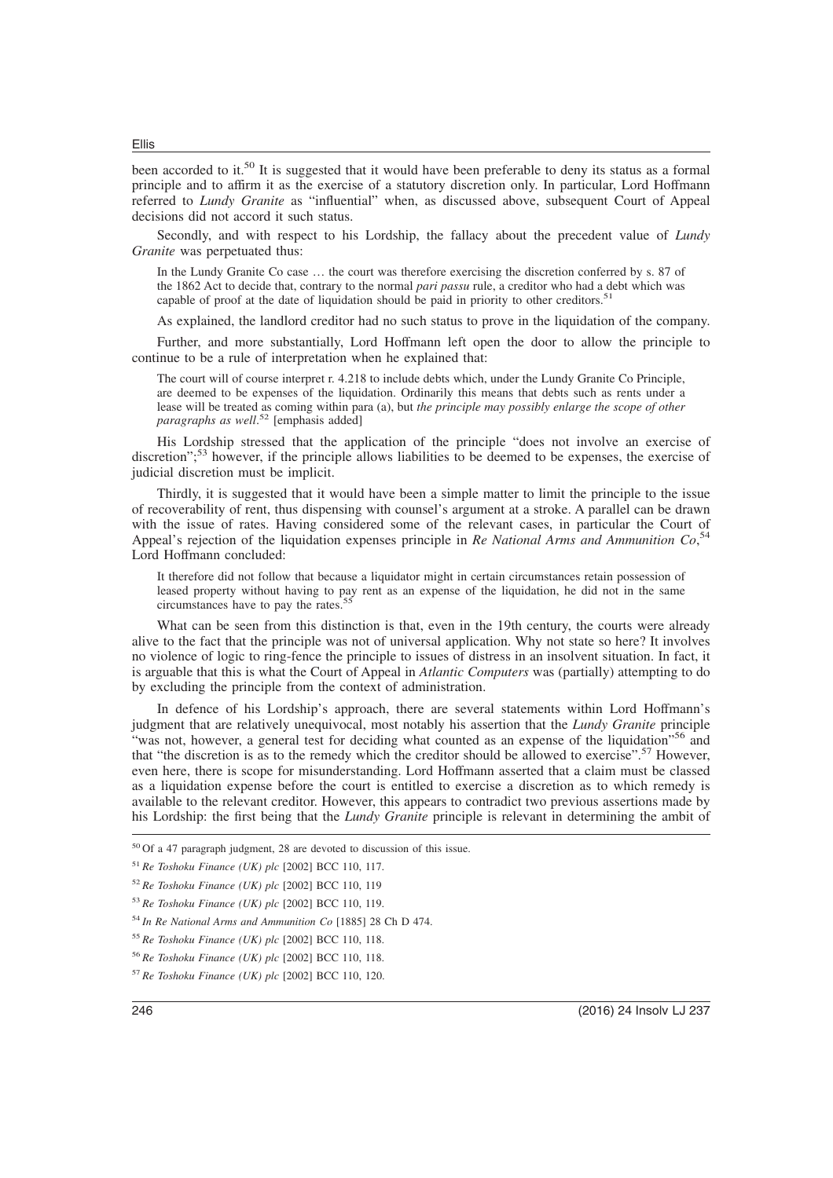been accorded to it.[50] It is suggested that it would have been preferable to deny its status as a formal principle and to affirm it as the exercise of a statutory discretion only. In particular, Lord Hoffmann referred to *Lundy Granite* as "influential" when, as discussed above, subsequent Court of Appeal decisions did not accord it such status.

Secondly, and with respect to his Lordship, the fallacy about the precedent value of *Lundy Granite* was perpetuated thus:

> In the Lundy Granite Co case … the court was therefore exercising the discretion conferred by s. 87 of the 1862 Act to decide that, contrary to the normal *pari passu* rule, a creditor who had a debt which was capable of proof at the date of liquidation should be paid in priority to other creditors.[51]

As explained, the landlord creditor had no such status to prove in the liquidation of the company.

Further, and more substantially, Lord Hoffmann left open the door to allow the principle to continue to be a rule of interpretation when he explained that:

> The court will of course interpret r. 4.218 to include debts which, under the Lundy Granite Co Principle, are deemed to be expenses of the liquidation. Ordinarily this means that debts such as rents under a lease will be treated as coming within para (a), but *the principle may possibly enlarge the scope of other paragraphs as well*.[52] [emphasis added]

His Lordship stressed that the application of the principle "does not involve an exercise of discretion";[53] however, if the principle allows liabilities to be deemed to be expenses, the exercise of judicial discretion must be implicit.

Thirdly, it is suggested that it would have been a simple matter to limit the principle to the issue of recoverability of rent, thus dispensing with counsel's argument at a stroke. A parallel can be drawn with the issue of rates. Having considered some of the relevant cases, in particular the Court of Appeal's rejection of the liquidation expenses principle in *Re National Arms and Ammunition Co*,[54] Lord Hoffmann concluded:

> It therefore did not follow that because a liquidator might in certain circumstances retain possession of leased property without having to pay rent as an expense of the liquidation, he did not in the same circumstances have to pay the rates.[55]

What can be seen from this distinction is that, even in the 19th century, the courts were already alive to the fact that the principle was not of universal application. Why not state so here? It involves no violence of logic to ring-fence the principle to issues of distress in an insolvent situation. In fact, it is arguable that this is what the Court of Appeal in *Atlantic Computers* was (partially) attempting to do by excluding the principle from the context of administration.

In defence of his Lordship's approach, there are several statements within Lord Hoffmann's judgment that are relatively unequivocal, most notably his assertion that the *Lundy Granite* principle "was not, however, a general test for deciding what counted as an expense of the liquidation"[56] and that "the discretion is as to the remedy which the creditor should be allowed to exercise".[57] However, even here, there is scope for misunderstanding. Lord Hoffmann asserted that a claim must be classed as a liquidation expense before the court is entitled to exercise a discretion as to which remedy is available to the relevant creditor. However, this appears to contradict two previous assertions made by his Lordship: the first being that the *Lundy Granite* principle is relevant in determining the ambit of

---

[50] Of a 47 paragraph judgment, 28 are devoted to discussion of this issue.

[51] *Re Toshoku Finance (UK) plc* [2002] BCC 110, 117.

[52] *Re Toshoku Finance (UK) plc* [2002] BCC 110, 119

[53] *Re Toshoku Finance (UK) plc* [2002] BCC 110, 119.

[54] *In Re National Arms and Ammunition Co* [1885] 28 Ch D 474.

[55] *Re Toshoku Finance (UK) plc* [2002] BCC 110, 118.

[56] *Re Toshoku Finance (UK) plc* [2002] BCC 110, 118.

[57] *Re Toshoku Finance (UK) plc* [2002] BCC 110, 120.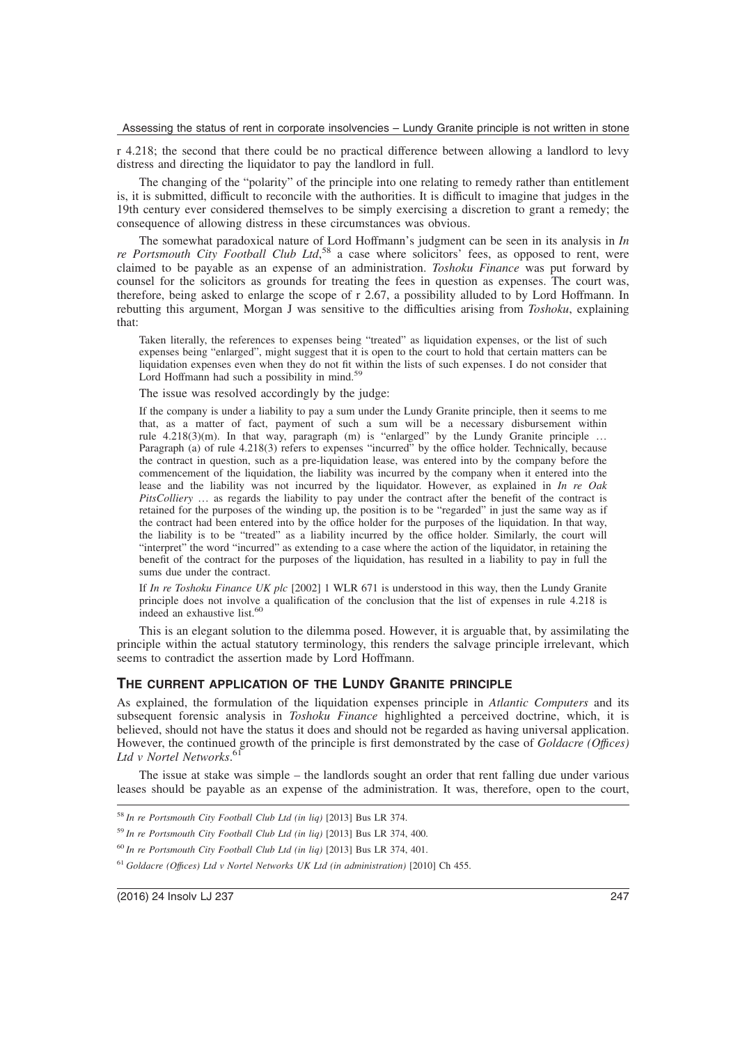r 4.218; the second that there could be no practical difference between allowing a landlord to levy distress and directing the liquidator to pay the landlord in full.

The changing of the "polarity" of the principle into one relating to remedy rather than entitlement is, it is submitted, difficult to reconcile with the authorities. It is difficult to imagine that judges in the 19th century ever considered themselves to be simply exercising a discretion to grant a remedy; the consequence of allowing distress in these circumstances was obvious.

The somewhat paradoxical nature of Lord Hoffmann's judgment can be seen in its analysis in *In re Portsmouth City Football Club Ltd*,[58] a case where solicitors' fees, as opposed to rent, were claimed to be payable as an expense of an administration. *Toshoku Finance* was put forward by counsel for the solicitors as grounds for treating the fees in question as expenses. The court was, therefore, being asked to enlarge the scope of r 2.67, a possibility alluded to by Lord Hoffmann. In rebutting this argument, Morgan J was sensitive to the difficulties arising from *Toshoku*, explaining that:

> Taken literally, the references to expenses being "treated" as liquidation expenses, or the list of such expenses being "enlarged", might suggest that it is open to the court to hold that certain matters can be liquidation expenses even when they do not fit within the lists of such expenses. I do not consider that Lord Hoffmann had such a possibility in mind.[59]

The issue was resolved accordingly by the judge:

> If the company is under a liability to pay a sum under the Lundy Granite principle, then it seems to me that, as a matter of fact, payment of such a sum will be a necessary disbursement within rule 4.218(3)(m). In that way, paragraph (m) is "enlarged" by the Lundy Granite principle … Paragraph (a) of rule 4.218(3) refers to expenses "incurred" by the office holder. Technically, because the contract in question, such as a pre-liquidation lease, was entered into by the company before the commencement of the liquidation, the liability was incurred by the company when it entered into the lease and the liability was not incurred by the liquidator. However, as explained in *In re Oak PitsColliery* … as regards the liability to pay under the contract after the benefit of the contract is retained for the purposes of the winding up, the position is to be "regarded" in just the same way as if the contract had been entered into by the office holder for the purposes of the liquidation. In that way, the liability is to be "treated" as a liability incurred by the office holder. Similarly, the court will "interpret" the word "incurred" as extending to a case where the action of the liquidator, in retaining the benefit of the contract for the purposes of the liquidation, has resulted in a liability to pay in full the sums due under the contract.
>
> If *In re Toshoku Finance UK plc* [2002] 1 WLR 671 is understood in this way, then the Lundy Granite principle does not involve a qualification of the conclusion that the list of expenses in rule 4.218 is indeed an exhaustive list.[60]

This is an elegant solution to the dilemma posed. However, it is arguable that, by assimilating the principle within the actual statutory terminology, this renders the salvage principle irrelevant, which seems to contradict the assertion made by Lord Hoffmann.

## THE CURRENT APPLICATION OF THE LUNDY GRANITE PRINCIPLE

As explained, the formulation of the liquidation expenses principle in *Atlantic Computers* and its subsequent forensic analysis in *Toshoku Finance* highlighted a perceived doctrine, which, it is believed, should not have the status it does and should not be regarded as having universal application. However, the continued growth of the principle is first demonstrated by the case of *Goldacre (Offices) Ltd v Nortel Networks*.[61]

The issue at stake was simple – the landlords sought an order that rent falling due under various leases should be payable as an expense of the administration. It was, therefore, open to the court,

---

[58] *In re Portsmouth City Football Club Ltd (in liq)* [2013] Bus LR 374.

[59] *In re Portsmouth City Football Club Ltd (in liq)* [2013] Bus LR 374, 400.

[60] *In re Portsmouth City Football Club Ltd (in liq)* [2013] Bus LR 374, 401.

[61] *Goldacre (Offices) Ltd v Nortel Networks UK Ltd (in administration)* [2010] Ch 455.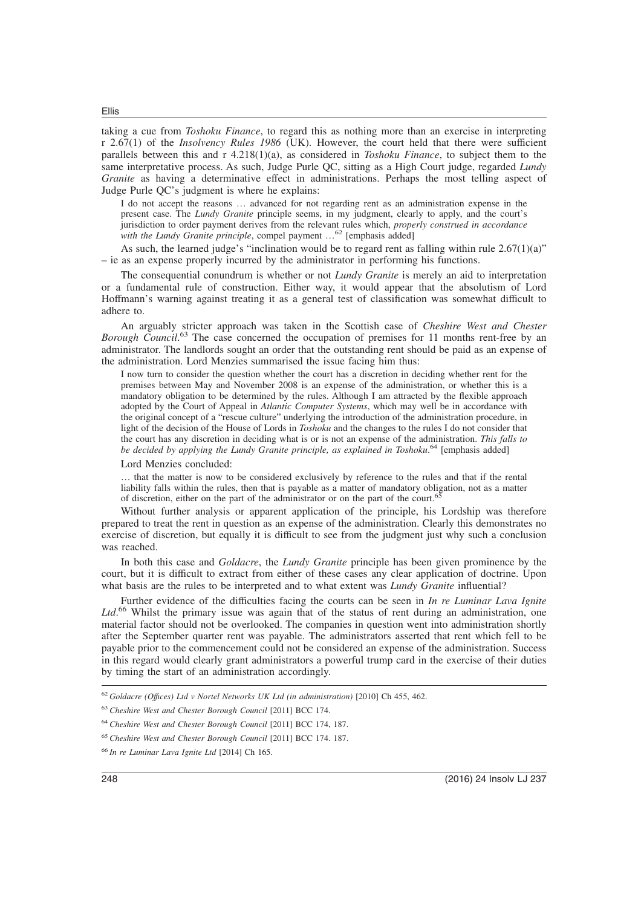taking a cue from *Toshoku Finance*, to regard this as nothing more than an exercise in interpreting r 2.67(1) of the *Insolvency Rules 1986* (UK). However, the court held that there were sufficient parallels between this and r 4.218(1)(a), as considered in *Toshoku Finance*, to subject them to the same interpretative process. As such, Judge Purle QC, sitting as a High Court judge, regarded *Lundy Granite* as having a determinative effect in administrations. Perhaps the most telling aspect of Judge Purle QC's judgment is where he explains:

> I do not accept the reasons … advanced for not regarding rent as an administration expense in the present case. The *Lundy Granite* principle seems, in my judgment, clearly to apply, and the court's jurisdiction to order payment derives from the relevant rules which, *properly construed in accordance with the Lundy Granite principle*, compel payment …[62] [emphasis added]

As such, the learned judge's "inclination would be to regard rent as falling within rule 2.67(1)(a)" – ie as an expense properly incurred by the administrator in performing his functions.

The consequential conundrum is whether or not *Lundy Granite* is merely an aid to interpretation or a fundamental rule of construction. Either way, it would appear that the absolutism of Lord Hoffmann's warning against treating it as a general test of classification was somewhat difficult to adhere to.

An arguably stricter approach was taken in the Scottish case of *Cheshire West and Chester Borough Council*.[63] The case concerned the occupation of premises for 11 months rent-free by an administrator. The landlords sought an order that the outstanding rent should be paid as an expense of the administration. Lord Menzies summarised the issue facing him thus:

> I now turn to consider the question whether the court has a discretion in deciding whether rent for the premises between May and November 2008 is an expense of the administration, or whether this is a mandatory obligation to be determined by the rules. Although I am attracted by the flexible approach adopted by the Court of Appeal in *Atlantic Computer Systems*, which may well be in accordance with the original concept of a "rescue culture" underlying the introduction of the administration procedure, in light of the decision of the House of Lords in *Toshoku* and the changes to the rules I do not consider that the court has any discretion in deciding what is or is not an expense of the administration. *This falls to be decided by applying the Lundy Granite principle, as explained in Toshoku*.[64] [emphasis added]

Lord Menzies concluded:

> … that the matter is now to be considered exclusively by reference to the rules and that if the rental liability falls within the rules, then that is payable as a matter of mandatory obligation, not as a matter of discretion, either on the part of the administrator or on the part of the court.[65]

Without further analysis or apparent application of the principle, his Lordship was therefore prepared to treat the rent in question as an expense of the administration. Clearly this demonstrates no exercise of discretion, but equally it is difficult to see from the judgment just why such a conclusion was reached.

In both this case and *Goldacre*, the *Lundy Granite* principle has been given prominence by the court, but it is difficult to extract from either of these cases any clear application of doctrine. Upon what basis are the rules to be interpreted and to what extent was *Lundy Granite* influential?

Further evidence of the difficulties facing the courts can be seen in *In re Luminar Lava Ignite Ltd*.[66] Whilst the primary issue was again that of the status of rent during an administration, one material factor should not be overlooked. The companies in question went into administration shortly after the September quarter rent was payable. The administrators asserted that rent which fell to be payable prior to the commencement could not be considered an expense of the administration. Success in this regard would clearly grant administrators a powerful trump card in the exercise of their duties by timing the start of an administration accordingly.

---

[62] *Goldacre (Offices) Ltd v Nortel Networks UK Ltd (in administration)* [2010] Ch 455, 462.

[63] *Cheshire West and Chester Borough Council* [2011] BCC 174.

[64] *Cheshire West and Chester Borough Council* [2011] BCC 174, 187.

[65] *Cheshire West and Chester Borough Council* [2011] BCC 174. 187.

[66] *In re Luminar Lava Ignite Ltd* [2014] Ch 165.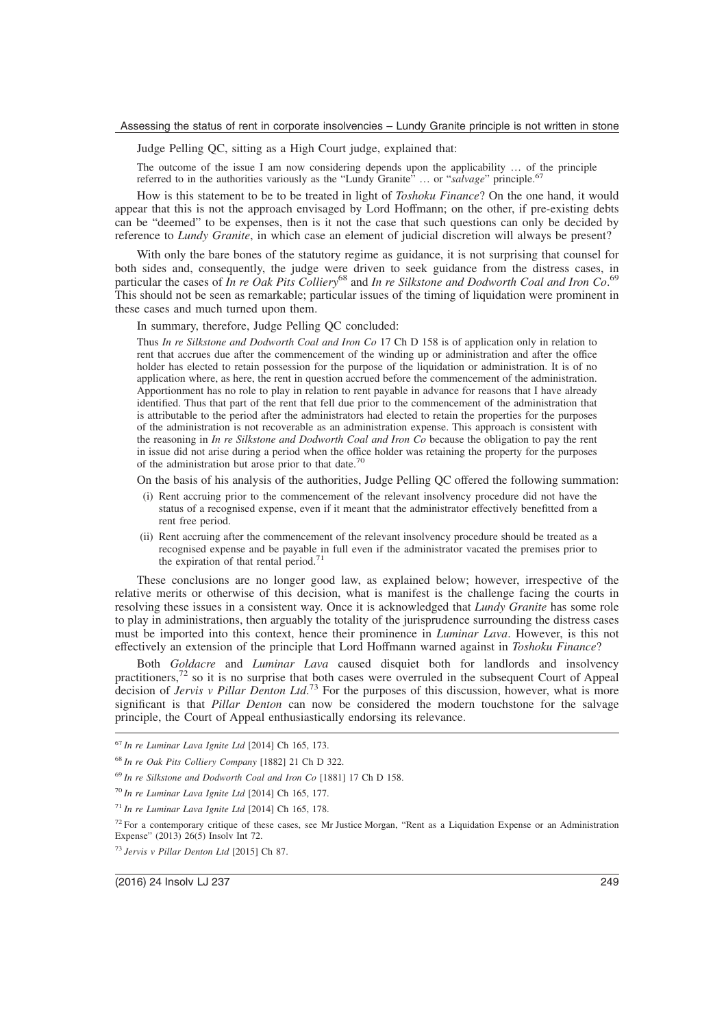Judge Pelling QC, sitting as a High Court judge, explained that:

> The outcome of the issue I am now considering depends upon the applicability … of the principle referred to in the authorities variously as the "Lundy Granite" … or "*salvage*" principle.[67]

How is this statement to be to be treated in light of *Toshoku Finance*? On the one hand, it would appear that this is not the approach envisaged by Lord Hoffmann; on the other, if pre-existing debts can be "deemed" to be expenses, then is it not the case that such questions can only be decided by reference to *Lundy Granite*, in which case an element of judicial discretion will always be present?

With only the bare bones of the statutory regime as guidance, it is not surprising that counsel for both sides and, consequently, the judge were driven to seek guidance from the distress cases, in particular the cases of *In re Oak Pits Colliery*[68] and *In re Silkstone and Dodworth Coal and Iron Co*.[69] This should not be seen as remarkable; particular issues of the timing of liquidation were prominent in these cases and much turned upon them.

In summary, therefore, Judge Pelling QC concluded:

> Thus *In re Silkstone and Dodworth Coal and Iron Co* 17 Ch D 158 is of application only in relation to rent that accrues due after the commencement of the winding up or administration and after the office holder has elected to retain possession for the purpose of the liquidation or administration. It is of no application where, as here, the rent in question accrued before the commencement of the administration. Apportionment has no role to play in relation to rent payable in advance for reasons that I have already identified. Thus that part of the rent that fell due prior to the commencement of the administration that is attributable to the period after the administrators had elected to retain the properties for the purposes of the administration is not recoverable as an administration expense. This approach is consistent with the reasoning in *In re Silkstone and Dodworth Coal and Iron Co* because the obligation to pay the rent in issue did not arise during a period when the office holder was retaining the property for the purposes of the administration but arose prior to that date.[70]

On the basis of his analysis of the authorities, Judge Pelling QC offered the following summation:

- (i) Rent accruing prior to the commencement of the relevant insolvency procedure did not have the status of a recognised expense, even if it meant that the administrator effectively benefitted from a rent free period.
- (ii) Rent accruing after the commencement of the relevant insolvency procedure should be treated as a recognised expense and be payable in full even if the administrator vacated the premises prior to the expiration of that rental period.[71]

These conclusions are no longer good law, as explained below; however, irrespective of the relative merits or otherwise of this decision, what is manifest is the challenge facing the courts in resolving these issues in a consistent way. Once it is acknowledged that *Lundy Granite* has some role to play in administrations, then arguably the totality of the jurisprudence surrounding the distress cases must be imported into this context, hence their prominence in *Luminar Lava*. However, is this not effectively an extension of the principle that Lord Hoffmann warned against in *Toshoku Finance*?

Both *Goldacre* and *Luminar Lava* caused disquiet both for landlords and insolvency practitioners,[72] so it is no surprise that both cases were overruled in the subsequent Court of Appeal decision of *Jervis v Pillar Denton Ltd*.[73] For the purposes of this discussion, however, what is more significant is that *Pillar Denton* can now be considered the modern touchstone for the salvage principle, the Court of Appeal enthusiastically endorsing its relevance.

---

[67] *In re Luminar Lava Ignite Ltd* [2014] Ch 165, 173.

[68] *In re Oak Pits Colliery Company* [1882] 21 Ch D 322.

[69] *In re Silkstone and Dodworth Coal and Iron Co* [1881] 17 Ch D 158.

[70] *In re Luminar Lava Ignite Ltd* [2014] Ch 165, 177.

[71] *In re Luminar Lava Ignite Ltd* [2014] Ch 165, 178.

[72] For a contemporary critique of these cases, see Mr Justice Morgan, "Rent as a Liquidation Expense or an Administration Expense" (2013) 26(5) Insolv Int 72.

[73] *Jervis v Pillar Denton Ltd* [2015] Ch 87.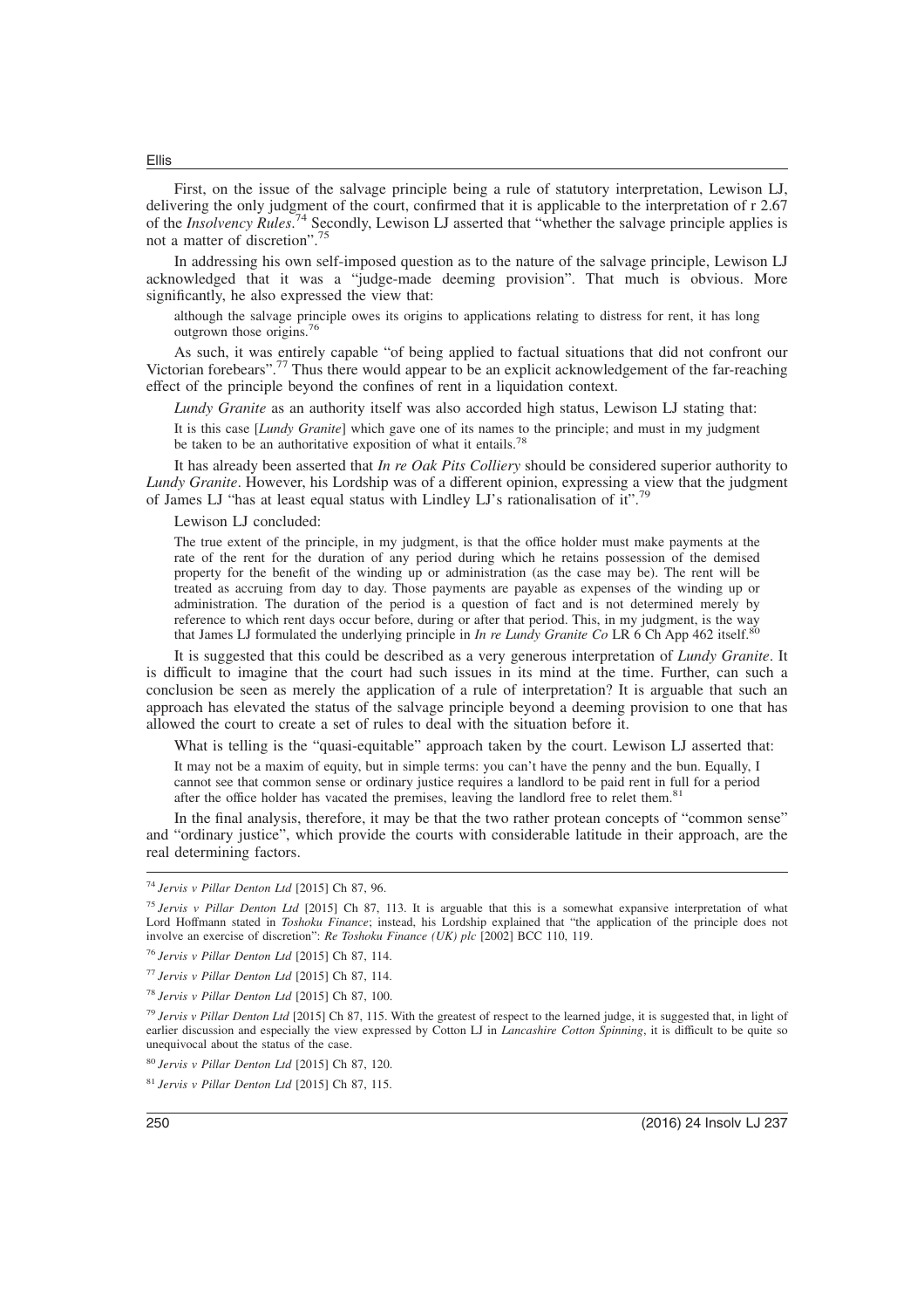First, on the issue of the salvage principle being a rule of statutory interpretation, Lewison LJ, delivering the only judgment of the court, confirmed that it is applicable to the interpretation of r 2.67 of the *Insolvency Rules*.[74] Secondly, Lewison LJ asserted that "whether the salvage principle applies is not a matter of discretion".[75]

In addressing his own self-imposed question as to the nature of the salvage principle, Lewison LJ acknowledged that it was a "judge-made deeming provision". That much is obvious. More significantly, he also expressed the view that:

> although the salvage principle owes its origins to applications relating to distress for rent, it has long outgrown those origins.[76]

As such, it was entirely capable "of being applied to factual situations that did not confront our Victorian forebears".[77] Thus there would appear to be an explicit acknowledgement of the far-reaching effect of the principle beyond the confines of rent in a liquidation context.

*Lundy Granite* as an authority itself was also accorded high status, Lewison LJ stating that:

> It is this case [*Lundy Granite*] which gave one of its names to the principle; and must in my judgment be taken to be an authoritative exposition of what it entails.[78]

It has already been asserted that *In re Oak Pits Colliery* should be considered superior authority to *Lundy Granite*. However, his Lordship was of a different opinion, expressing a view that the judgment of James LJ "has at least equal status with Lindley LJ's rationalisation of it".[79]

Lewison LJ concluded:

> The true extent of the principle, in my judgment, is that the office holder must make payments at the rate of the rent for the duration of any period during which he retains possession of the demised property for the benefit of the winding up or administration (as the case may be). The rent will be treated as accruing from day to day. Those payments are payable as expenses of the winding up or administration. The duration of the period is a question of fact and is not determined merely by reference to which rent days occur before, during or after that period. This, in my judgment, is the way that James LJ formulated the underlying principle in *In re Lundy Granite Co* LR 6 Ch App 462 itself.[80]

It is suggested that this could be described as a very generous interpretation of *Lundy Granite*. It is difficult to imagine that the court had such issues in its mind at the time. Further, can such a conclusion be seen as merely the application of a rule of interpretation? It is arguable that such an approach has elevated the status of the salvage principle beyond a deeming provision to one that has allowed the court to create a set of rules to deal with the situation before it.

What is telling is the "quasi-equitable" approach taken by the court. Lewison LJ asserted that:

> It may not be a maxim of equity, but in simple terms: you can't have the penny and the bun. Equally, I cannot see that common sense or ordinary justice requires a landlord to be paid rent in full for a period after the office holder has vacated the premises, leaving the landlord free to relet them.[81]

In the final analysis, therefore, it may be that the two rather protean concepts of "common sense" and "ordinary justice", which provide the courts with considerable latitude in their approach, are the real determining factors.

---

[74] *Jervis v Pillar Denton Ltd* [2015] Ch 87, 96.

[75] *Jervis v Pillar Denton Ltd* [2015] Ch 87, 113. It is arguable that this is a somewhat expansive interpretation of what Lord Hoffmann stated in *Toshoku Finance*; instead, his Lordship explained that "the application of the principle does not involve an exercise of discretion": *Re Toshoku Finance (UK) plc* [2002] BCC 110, 119.

[76] *Jervis v Pillar Denton Ltd* [2015] Ch 87, 114.

[77] *Jervis v Pillar Denton Ltd* [2015] Ch 87, 114.

[78] *Jervis v Pillar Denton Ltd* [2015] Ch 87, 100.

[79] *Jervis v Pillar Denton Ltd* [2015] Ch 87, 115. With the greatest of respect to the learned judge, it is suggested that, in light of earlier discussion and especially the view expressed by Cotton LJ in *Lancashire Cotton Spinning*, it is difficult to be quite so unequivocal about the status of the case.

[80] *Jervis v Pillar Denton Ltd* [2015] Ch 87, 120.

[81] *Jervis v Pillar Denton Ltd* [2015] Ch 87, 115.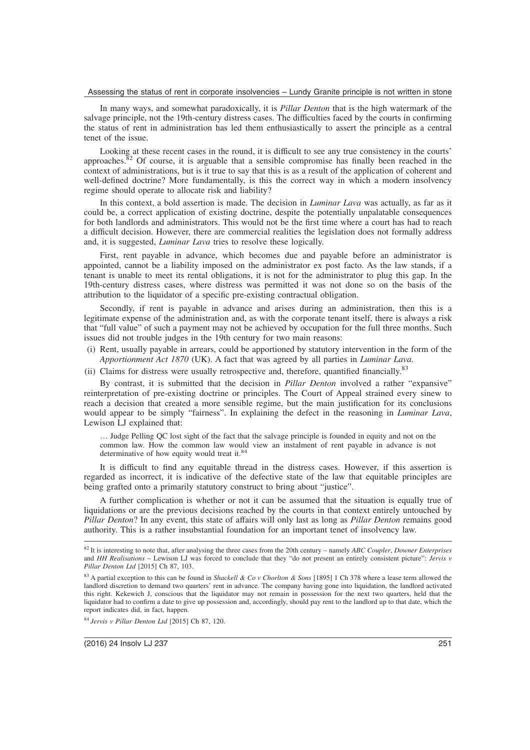In many ways, and somewhat paradoxically, it is *Pillar Denton* that is the high watermark of the salvage principle, not the 19th-century distress cases. The difficulties faced by the courts in confirming the status of rent in administration has led them enthusiastically to assert the principle as a central tenet of the issue.

Looking at these recent cases in the round, it is difficult to see any true consistency in the courts' approaches.[82] Of course, it is arguable that a sensible compromise has finally been reached in the context of administrations, but is it true to say that this is as a result of the application of coherent and well-defined doctrine? More fundamentally, is this the correct way in which a modern insolvency regime should operate to allocate risk and liability?

In this context, a bold assertion is made. The decision in *Luminar Lava* was actually, as far as it could be, a correct application of existing doctrine, despite the potentially unpalatable consequences for both landlords and administrators. This would not be the first time where a court has had to reach a difficult decision. However, there are commercial realities the legislation does not formally address and, it is suggested, *Luminar Lava* tries to resolve these logically.

First, rent payable in advance, which becomes due and payable before an administrator is appointed, cannot be a liability imposed on the administrator ex post facto. As the law stands, if a tenant is unable to meet its rental obligations, it is not for the administrator to plug this gap. In the 19th-century distress cases, where distress was permitted it was not done so on the basis of the attribution to the liquidator of a specific pre-existing contractual obligation.

Secondly, if rent is payable in advance and arises during an administration, then this is a legitimate expense of the administration and, as with the corporate tenant itself, there is always a risk that "full value" of such a payment may not be achieved by occupation for the full three months. Such issues did not trouble judges in the 19th century for two main reasons:

(i) Rent, usually payable in arrears, could be apportioned by statutory intervention in the form of the *Apportionment Act 1870* (UK). A fact that was agreed by all parties in *Luminar Lava*.
(ii) Claims for distress were usually retrospective and, therefore, quantified financially.[83]

By contrast, it is submitted that the decision in *Pillar Denton* involved a rather "expansive" reinterpretation of pre-existing doctrine or principles. The Court of Appeal strained every sinew to reach a decision that created a more sensible regime, but the main justification for its conclusions would appear to be simply "fairness". In explaining the defect in the reasoning in *Luminar Lava*, Lewison LJ explained that:

> … Judge Pelling QC lost sight of the fact that the salvage principle is founded in equity and not on the common law. How the common law would view an instalment of rent payable in advance is not determinative of how equity would treat it.[84]

It is difficult to find any equitable thread in the distress cases. However, if this assertion is regarded as incorrect, it is indicative of the defective state of the law that equitable principles are being grafted onto a primarily statutory construct to bring about "justice".

A further complication is whether or not it can be assumed that the situation is equally true of liquidations or are the previous decisions reached by the courts in that context entirely untouched by *Pillar Denton*? In any event, this state of affairs will only last as long as *Pillar Denton* remains good authority. This is a rather insubstantial foundation for an important tenet of insolvency law.

---

[82] It is interesting to note that, after analysing the three cases from the 20th century – namely *ABC Coupler*, *Downer Enterprises* and *HH Realisations* – Lewison LJ was forced to conclude that they "do not present an entirely consistent picture": *Jervis v Pillar Denton Ltd* [2015] Ch 87, 103.

[83] A partial exception to this can be found in *Shackell & Co v Chorlton & Sons* [1895] 1 Ch 378 where a lease term allowed the landlord discretion to demand two quarters' rent in advance. The company having gone into liquidation, the landlord activated this right. Kekewich J, conscious that the liquidator may not remain in possession for the next two quarters, held that the liquidator had to confirm a date to give up possession and, accordingly, should pay rent to the landlord up to that date, which the report indicates did, in fact, happen.

[84] *Jervis v Pillar Denton Ltd* [2015] Ch 87, 120.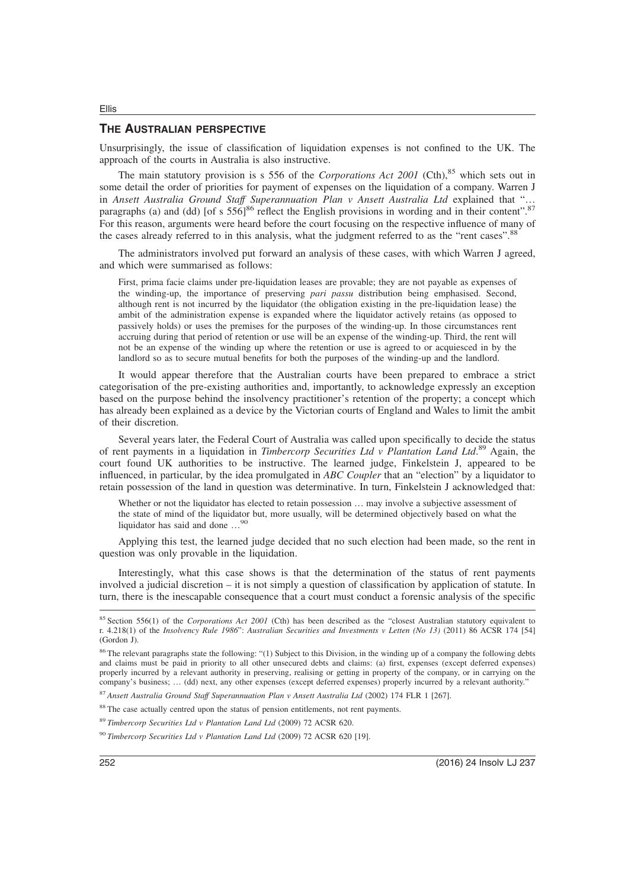## THE AUSTRALIAN PERSPECTIVE

Unsurprisingly, the issue of classification of liquidation expenses is not confined to the UK. The approach of the courts in Australia is also instructive.

The main statutory provision is s 556 of the *Corporations Act 2001* (Cth),[85] which sets out in some detail the order of priorities for payment of expenses on the liquidation of a company. Warren J in *Ansett Australia Ground Staff Superannuation Plan v Ansett Australia Ltd* explained that "… paragraphs (a) and (dd) [of s 556][86] reflect the English provisions in wording and in their content".[87] For this reason, arguments were heard before the court focusing on the respective influence of many of the cases already referred to in this analysis, what the judgment referred to as the "rent cases".[88]

The administrators involved put forward an analysis of these cases, with which Warren J agreed, and which were summarised as follows:

> First, prima facie claims under pre-liquidation leases are provable; they are not payable as expenses of the winding-up, the importance of preserving *pari passu* distribution being emphasised. Second, although rent is not incurred by the liquidator (the obligation existing in the pre-liquidation lease) the ambit of the administration expense is expanded where the liquidator actively retains (as opposed to passively holds) or uses the premises for the purposes of the winding-up. In those circumstances rent accruing during that period of retention or use will be an expense of the winding-up. Third, the rent will not be an expense of the winding up where the retention or use is agreed to or acquiesced in by the landlord so as to secure mutual benefits for both the purposes of the winding-up and the landlord.

It would appear therefore that the Australian courts have been prepared to embrace a strict categorisation of the pre-existing authorities and, importantly, to acknowledge expressly an exception based on the purpose behind the insolvency practitioner's retention of the property; a concept which has already been explained as a device by the Victorian courts of England and Wales to limit the ambit of their discretion.

Several years later, the Federal Court of Australia was called upon specifically to decide the status of rent payments in a liquidation in *Timbercorp Securities Ltd v Plantation Land Ltd*.[89] Again, the court found UK authorities to be instructive. The learned judge, Finkelstein J, appeared to be influenced, in particular, by the idea promulgated in *ABC Coupler* that an "election" by a liquidator to retain possession of the land in question was determinative. In turn, Finkelstein J acknowledged that:

> Whether or not the liquidator has elected to retain possession … may involve a subjective assessment of the state of mind of the liquidator but, more usually, will be determined objectively based on what the liquidator has said and done …[90]

Applying this test, the learned judge decided that no such election had been made, so the rent in question was only provable in the liquidation.

Interestingly, what this case shows is that the determination of the status of rent payments involved a judicial discretion – it is not simply a question of classification by application of statute. In turn, there is the inescapable consequence that a court must conduct a forensic analysis of the specific

---

[85] Section 556(1) of the *Corporations Act 2001* (Cth) has been described as the "closest Australian statutory equivalent to r. 4.218(1) of the *Insolvency Rule 1986*": *Australian Securities and Investments v Letten (No 13)* (2011) 86 ACSR 174 [54] (Gordon J).

[86] The relevant paragraphs state the following: "(1) Subject to this Division, in the winding up of a company the following debts and claims must be paid in priority to all other unsecured debts and claims: (a) first, expenses (except deferred expenses) properly incurred by a relevant authority in preserving, realising or getting in property of the company, or in carrying on the company's business; … (dd) next, any other expenses (except deferred expenses) properly incurred by a relevant authority."

[87] *Ansett Australia Ground Staff Superannuation Plan v Ansett Australia Ltd* (2002) 174 FLR 1 [267].

[88] The case actually centred upon the status of pension entitlements, not rent payments.

[89] *Timbercorp Securities Ltd v Plantation Land Ltd* (2009) 72 ACSR 620.

[90] *Timbercorp Securities Ltd v Plantation Land Ltd* (2009) 72 ACSR 620 [19].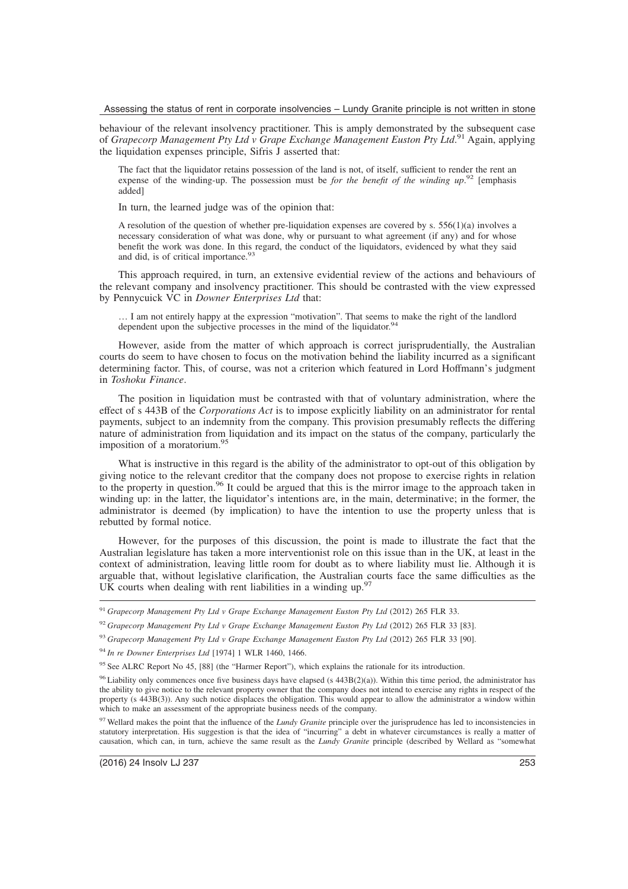behaviour of the relevant insolvency practitioner. This is amply demonstrated by the subsequent case of *Grapecorp Management Pty Ltd v Grape Exchange Management Euston Pty Ltd*.[91] Again, applying the liquidation expenses principle, Sifris J asserted that:

> The fact that the liquidator retains possession of the land is not, of itself, sufficient to render the rent an expense of the winding-up. The possession must be *for the benefit of the winding up*.[92] [emphasis added]

In turn, the learned judge was of the opinion that:

> A resolution of the question of whether pre-liquidation expenses are covered by s. 556(1)(a) involves a necessary consideration of what was done, why or pursuant to what agreement (if any) and for whose benefit the work was done. In this regard, the conduct of the liquidators, evidenced by what they said and did, is of critical importance.[93]

This approach required, in turn, an extensive evidential review of the actions and behaviours of the relevant company and insolvency practitioner. This should be contrasted with the view expressed by Pennycuick VC in *Downer Enterprises Ltd* that:

> … I am not entirely happy at the expression "motivation". That seems to make the right of the landlord dependent upon the subjective processes in the mind of the liquidator.[94]

However, aside from the matter of which approach is correct jurisprudentially, the Australian courts do seem to have chosen to focus on the motivation behind the liability incurred as a significant determining factor. This, of course, was not a criterion which featured in Lord Hoffmann's judgment in *Toshoku Finance*.

The position in liquidation must be contrasted with that of voluntary administration, where the effect of s 443B of the *Corporations Act* is to impose explicitly liability on an administrator for rental payments, subject to an indemnity from the company. This provision presumably reflects the differing nature of administration from liquidation and its impact on the status of the company, particularly the imposition of a moratorium.[95]

What is instructive in this regard is the ability of the administrator to opt-out of this obligation by giving notice to the relevant creditor that the company does not propose to exercise rights in relation to the property in question.[96] It could be argued that this is the mirror image to the approach taken in winding up: in the latter, the liquidator's intentions are, in the main, determinative; in the former, the administrator is deemed (by implication) to have the intention to use the property unless that is rebutted by formal notice.

However, for the purposes of this discussion, the point is made to illustrate the fact that the Australian legislature has taken a more interventionist role on this issue than in the UK, at least in the context of administration, leaving little room for doubt as to where liability must lie. Although it is arguable that, without legislative clarification, the Australian courts face the same difficulties as the UK courts when dealing with rent liabilities in a winding up.[97]

---

[91] *Grapecorp Management Pty Ltd v Grape Exchange Management Euston Pty Ltd* (2012) 265 FLR 33.

[92] *Grapecorp Management Pty Ltd v Grape Exchange Management Euston Pty Ltd* (2012) 265 FLR 33 [83].

[93] *Grapecorp Management Pty Ltd v Grape Exchange Management Euston Pty Ltd* (2012) 265 FLR 33 [90].

[94] *In re Downer Enterprises Ltd* [1974] 1 WLR 1460, 1466.

[95] See ALRC Report No 45, [88] (the "Harmer Report"), which explains the rationale for its introduction.

[96] Liability only commences once five business days have elapsed (s 443B(2)(a)). Within this time period, the administrator has the ability to give notice to the relevant property owner that the company does not intend to exercise any rights in respect of the property (s 443B(3)). Any such notice displaces the obligation. This would appear to allow the administrator a window within which to make an assessment of the appropriate business needs of the company.

[97] Wellard makes the point that the influence of the *Lundy Granite* principle over the jurisprudence has led to inconsistencies in statutory interpretation. His suggestion is that the idea of "incurring" a debt in whatever circumstances is really a matter of causation, which can, in turn, achieve the same result as the *Lundy Granite* principle (described by Wellard as "somewhat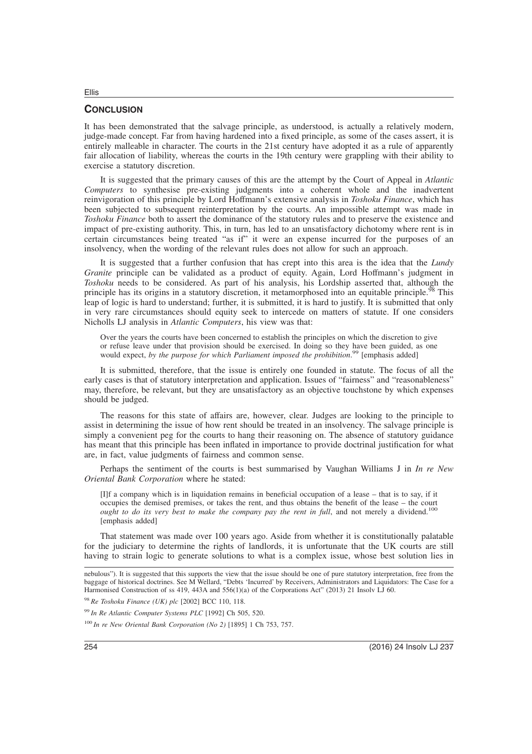## CONCLUSION

It has been demonstrated that the salvage principle, as understood, is actually a relatively modern, judge-made concept. Far from having hardened into a fixed principle, as some of the cases assert, it is entirely malleable in character. The courts in the 21st century have adopted it as a rule of apparently fair allocation of liability, whereas the courts in the 19th century were grappling with their ability to exercise a statutory discretion.

It is suggested that the primary causes of this are the attempt by the Court of Appeal in *Atlantic Computers* to synthesise pre-existing judgments into a coherent whole and the inadvertent reinvigoration of this principle by Lord Hoffmann's extensive analysis in *Toshoku Finance*, which has been subjected to subsequent reinterpretation by the courts. An impossible attempt was made in *Toshoku Finance* both to assert the dominance of the statutory rules and to preserve the existence and impact of pre-existing authority. This, in turn, has led to an unsatisfactory dichotomy where rent is in certain circumstances being treated "as if" it were an expense incurred for the purposes of an insolvency, when the wording of the relevant rules does not allow for such an approach.

It is suggested that a further confusion that has crept into this area is the idea that the *Lundy Granite* principle can be validated as a product of equity. Again, Lord Hoffmann's judgment in *Toshoku* needs to be considered. As part of his analysis, his Lordship asserted that, although the principle has its origins in a statutory discretion, it metamorphosed into an equitable principle.[98] This leap of logic is hard to understand; further, it is submitted, it is hard to justify. It is submitted that only in very rare circumstances should equity seek to intercede on matters of statute. If one considers Nicholls LJ analysis in *Atlantic Computers*, his view was that:

> Over the years the courts have been concerned to establish the principles on which the discretion to give or refuse leave under that provision should be exercised. In doing so they have been guided, as one would expect, *by the purpose for which Parliament imposed the prohibition*.[99] [emphasis added]

It is submitted, therefore, that the issue is entirely one founded in statute. The focus of all the early cases is that of statutory interpretation and application. Issues of "fairness" and "reasonableness" may, therefore, be relevant, but they are unsatisfactory as an objective touchstone by which expenses should be judged.

The reasons for this state of affairs are, however, clear. Judges are looking to the principle to assist in determining the issue of how rent should be treated in an insolvency. The salvage principle is simply a convenient peg for the courts to hang their reasoning on. The absence of statutory guidance has meant that this principle has been inflated in importance to provide doctrinal justification for what are, in fact, value judgments of fairness and common sense.

Perhaps the sentiment of the courts is best summarised by Vaughan Williams J in *In re New Oriental Bank Corporation* where he stated:

> [I]f a company which is in liquidation remains in beneficial occupation of a lease – that is to say, if it occupies the demised premises, or takes the rent, and thus obtains the benefit of the lease – the court *ought to do its very best to make the company pay the rent in full*, and not merely a dividend.[100] [emphasis added]

That statement was made over 100 years ago. Aside from whether it is constitutionally palatable for the judiciary to determine the rights of landlords, it is unfortunate that the UK courts are still having to strain logic to generate solutions to what is a complex issue, whose best solution lies in

---

nebulous"). It is suggested that this supports the view that the issue should be one of pure statutory interpretation, free from the baggage of historical doctrines. See M Wellard, "Debts 'Incurred' by Receivers, Administrators and Liquidators: The Case for a Harmonised Construction of ss 419, 443A and 556(1)(a) of the Corporations Act" (2013) 21 Insolv LJ 60.

[98] *Re Toshoku Finance (UK) plc* [2002] BCC 110, 118.

[99] *In Re Atlantic Computer Systems PLC* [1992] Ch 505, 520.

[100] *In re New Oriental Bank Corporation (No 2)* [1895] 1 Ch 753, 757.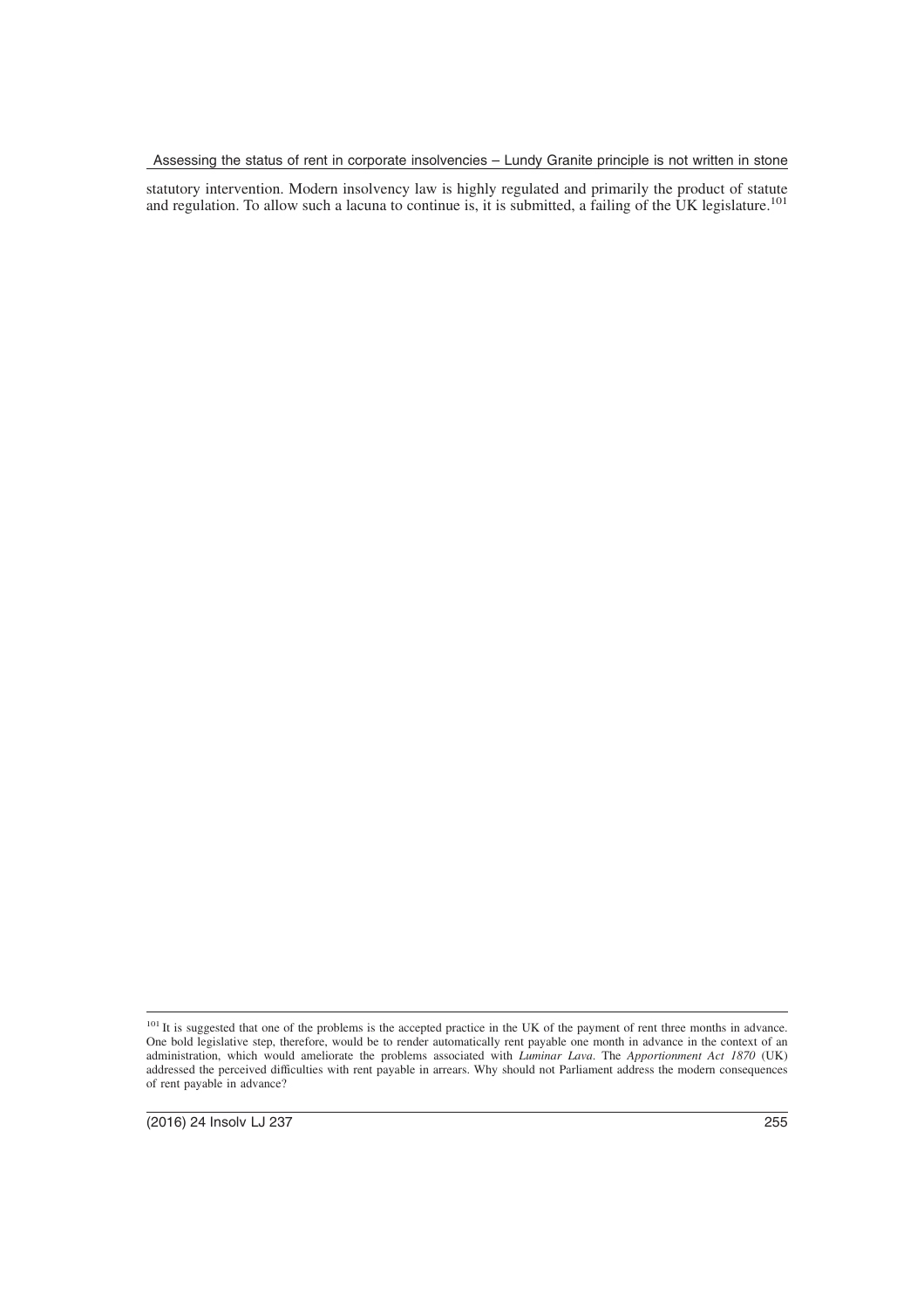statutory intervention. Modern insolvency law is highly regulated and primarily the product of statute and regulation. To allow such a lacuna to continue is, it is submitted, a failing of the UK legislature.[101]

[101] It is suggested that one of the problems is the accepted practice in the UK of the payment of rent three months in advance. One bold legislative step, therefore, would be to render automatically rent payable one month in advance in the context of an administration, which would ameliorate the problems associated with *Luminar Lava*. The *Apportionment Act 1870* (UK) addressed the perceived difficulties with rent payable in arrears. Why should not Parliament address the modern consequences of rent payable in advance?